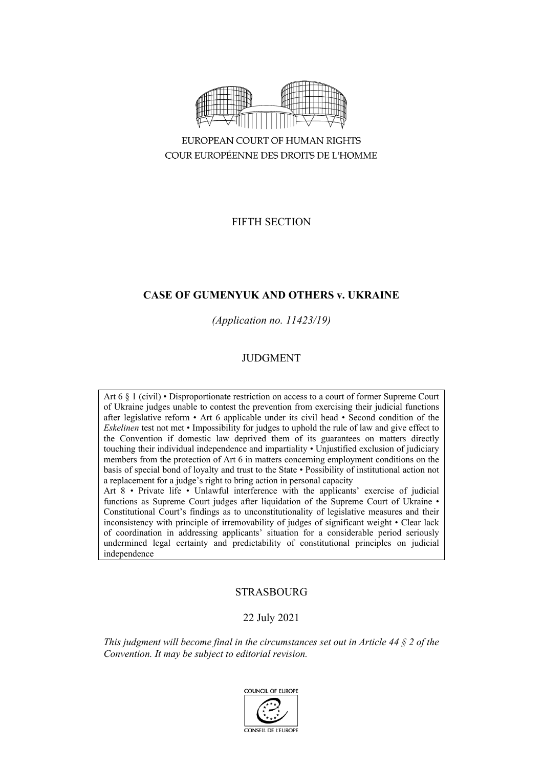EUROPEAN COURT OF HUMAN RIGHTS

COUR EUROPÉENNE DES DROITS DE L'HOMME

FIFTH SECTION

# CASE OF GUMENYUK AND OTHERS v. UKRAINE

*(Application no. 11423/19)*

JUDGMENT

Art 6 § 1 (civil) • Disproportionate restriction on access to a court of former Supreme Court of Ukraine judges unable to contest the prevention from exercising their judicial functions after legislative reform • Art 6 applicable under its civil head • Second condition of the *Eskelinen* test not met • Impossibility for judges to uphold the rule of law and give effect to the Convention if domestic law deprived them of its guarantees on matters directly touching their individual independence and impartiality • Unjustified exclusion of judiciary members from the protection of Art 6 in matters concerning employment conditions on the basis of special bond of loyalty and trust to the State • Possibility of institutional action not a replacement for a judge's right to bring action in personal capacity

Art 8 • Private life • Unlawful interference with the applicants' exercise of judicial functions as Supreme Court judges after liquidation of the Supreme Court of Ukraine • Constitutional Court's findings as to unconstitutionality of legislative measures and their inconsistency with principle of irremovability of judges of significant weight • Clear lack of coordination in addressing applicants' situation for a considerable period seriously undermined legal certainty and predictability of constitutional principles on judicial independence

STRASBOURG

22 July 2021

*This judgment will become final in the circumstances set out in Article 44 § 2 of the Convention. It may be subject to editorial revision.*

COUNCIL OF EUROPE

CONSEIL DE L'EUROPE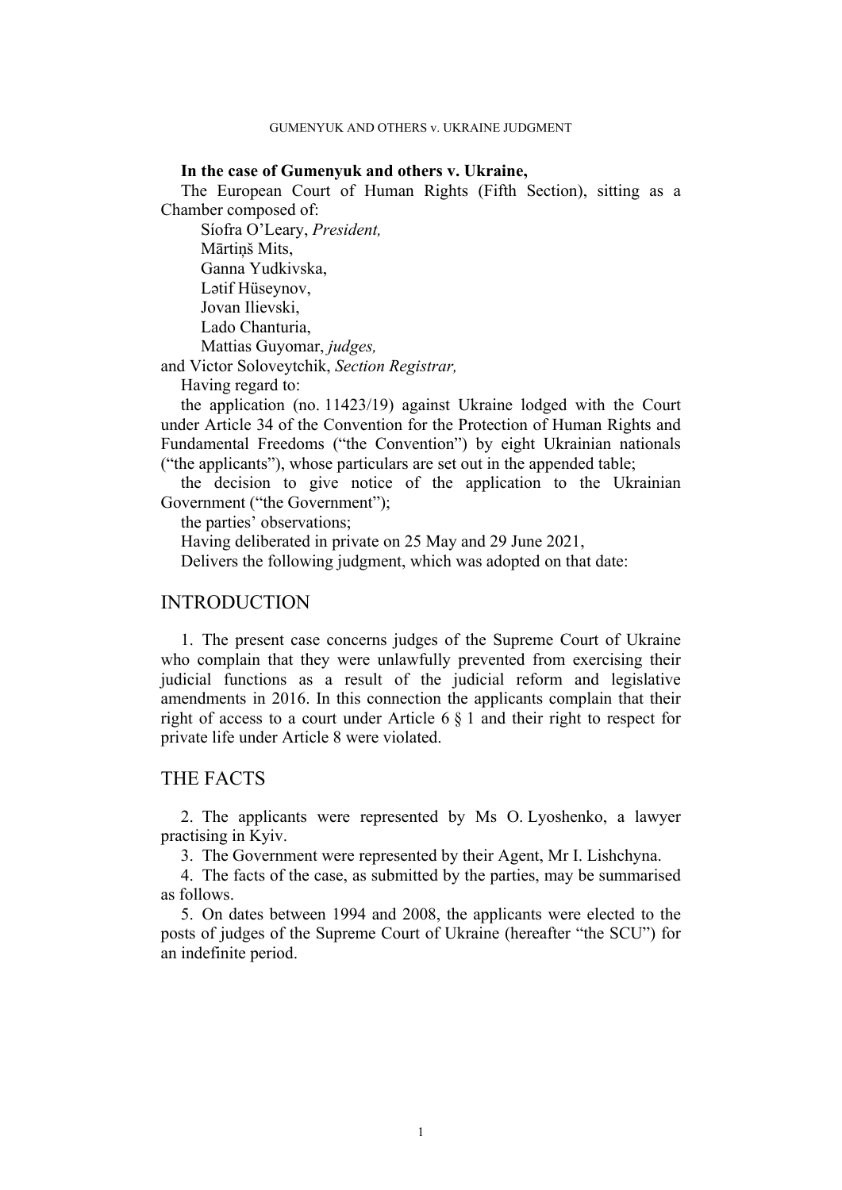**In the case of Gumenyuk and others v. Ukraine,**

The European Court of Human Rights (Fifth Section), sitting as a Chamber composed of:

Síofra O'Leary, *President,*
Mārtiņš Mits,
Ganna Yudkivska,
Lətif Hüseynov,
Jovan Ilievski,
Lado Chanturia,
Mattias Guyomar, *judges,*
and Victor Soloveytchik, *Section Registrar,*

Having regard to:

the application (no. 11423/19) against Ukraine lodged with the Court under Article 34 of the Convention for the Protection of Human Rights and Fundamental Freedoms ("the Convention") by eight Ukrainian nationals ("the applicants"), whose particulars are set out in the appended table;

the decision to give notice of the application to the Ukrainian Government ("the Government");

the parties' observations;

Having deliberated in private on 25 May and 29 June 2021,

Delivers the following judgment, which was adopted on that date:

# INTRODUCTION

1. The present case concerns judges of the Supreme Court of Ukraine who complain that they were unlawfully prevented from exercising their judicial functions as a result of the judicial reform and legislative amendments in 2016. In this connection the applicants complain that their right of access to a court under Article 6 § 1 and their right to respect for private life under Article 8 were violated.

# THE FACTS

2. The applicants were represented by Ms O. Lyoshenko, a lawyer practising in Kyiv.

3. The Government were represented by their Agent, Mr I. Lishchyna.

4. The facts of the case, as submitted by the parties, may be summarised as follows.

5. On dates between 1994 and 2008, the applicants were elected to the posts of judges of the Supreme Court of Ukraine (hereafter "the SCU") for an indefinite period.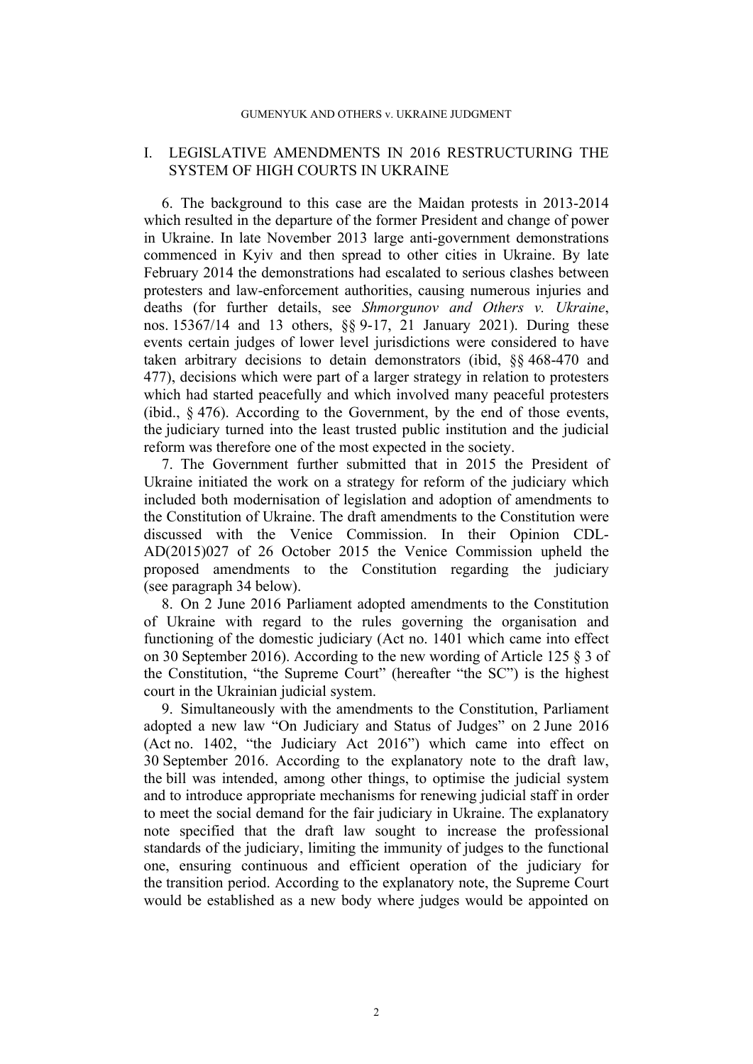## I. LEGISLATIVE AMENDMENTS IN 2016 RESTRUCTURING THE SYSTEM OF HIGH COURTS IN UKRAINE

6. The background to this case are the Maidan protests in 2013-2014 which resulted in the departure of the former President and change of power in Ukraine. In late November 2013 large anti-government demonstrations commenced in Kyiv and then spread to other cities in Ukraine. By late February 2014 the demonstrations had escalated to serious clashes between protesters and law-enforcement authorities, causing numerous injuries and deaths (for further details, see *Shmorgunov and Others v. Ukraine*, nos. 15367/14 and 13 others, §§ 9-17, 21 January 2021). During these events certain judges of lower level jurisdictions were considered to have taken arbitrary decisions to detain demonstrators (ibid, §§ 468-470 and 477), decisions which were part of a larger strategy in relation to protesters which had started peacefully and which involved many peaceful protesters (ibid., § 476). According to the Government, by the end of those events, the judiciary turned into the least trusted public institution and the judicial reform was therefore one of the most expected in the society.

7. The Government further submitted that in 2015 the President of Ukraine initiated the work on a strategy for reform of the judiciary which included both modernisation of legislation and adoption of amendments to the Constitution of Ukraine. The draft amendments to the Constitution were discussed with the Venice Commission. In their Opinion CDL-AD(2015)027 of 26 October 2015 the Venice Commission upheld the proposed amendments to the Constitution regarding the judiciary (see paragraph 34 below).

8. On 2 June 2016 Parliament adopted amendments to the Constitution of Ukraine with regard to the rules governing the organisation and functioning of the domestic judiciary (Act no. 1401 which came into effect on 30 September 2016). According to the new wording of Article 125 § 3 of the Constitution, "the Supreme Court" (hereafter "the SC") is the highest court in the Ukrainian judicial system.

9. Simultaneously with the amendments to the Constitution, Parliament adopted a new law "On Judiciary and Status of Judges" on 2 June 2016 (Act no. 1402, "the Judiciary Act 2016") which came into effect on 30 September 2016. According to the explanatory note to the draft law, the bill was intended, among other things, to optimise the judicial system and to introduce appropriate mechanisms for renewing judicial staff in order to meet the social demand for the fair judiciary in Ukraine. The explanatory note specified that the draft law sought to increase the professional standards of the judiciary, limiting the immunity of judges to the functional one, ensuring continuous and efficient operation of the judiciary for the transition period. According to the explanatory note, the Supreme Court would be established as a new body where judges would be appointed on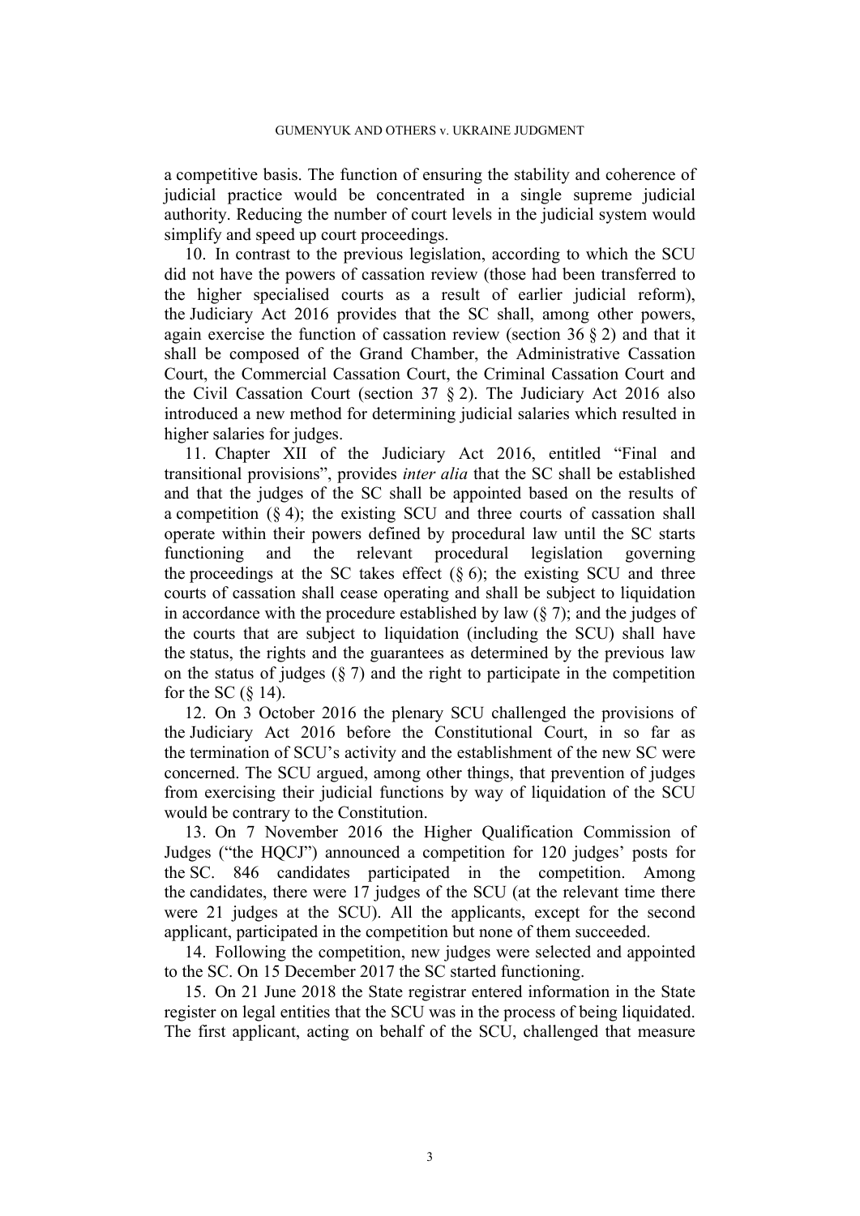a competitive basis. The function of ensuring the stability and coherence of judicial practice would be concentrated in a single supreme judicial authority. Reducing the number of court levels in the judicial system would simplify and speed up court proceedings.

10. In contrast to the previous legislation, according to which the SCU did not have the powers of cassation review (those had been transferred to the higher specialised courts as a result of earlier judicial reform), the Judiciary Act 2016 provides that the SC shall, among other powers, again exercise the function of cassation review (section 36 § 2) and that it shall be composed of the Grand Chamber, the Administrative Cassation Court, the Commercial Cassation Court, the Criminal Cassation Court and the Civil Cassation Court (section 37 § 2). The Judiciary Act 2016 also introduced a new method for determining judicial salaries which resulted in higher salaries for judges.

11. Chapter XII of the Judiciary Act 2016, entitled "Final and transitional provisions", provides *inter alia* that the SC shall be established and that the judges of the SC shall be appointed based on the results of a competition (§ 4); the existing SCU and three courts of cassation shall operate within their powers defined by procedural law until the SC starts functioning and the relevant procedural legislation governing the proceedings at the SC takes effect (§ 6); the existing SCU and three courts of cassation shall cease operating and shall be subject to liquidation in accordance with the procedure established by law (§ 7); and the judges of the courts that are subject to liquidation (including the SCU) shall have the status, the rights and the guarantees as determined by the previous law on the status of judges (§ 7) and the right to participate in the competition for the SC (§ 14).

12. On 3 October 2016 the plenary SCU challenged the provisions of the Judiciary Act 2016 before the Constitutional Court, in so far as the termination of SCU's activity and the establishment of the new SC were concerned. The SCU argued, among other things, that prevention of judges from exercising their judicial functions by way of liquidation of the SCU would be contrary to the Constitution.

13. On 7 November 2016 the Higher Qualification Commission of Judges ("the HQCJ") announced a competition for 120 judges' posts for the SC. 846 candidates participated in the competition. Among the candidates, there were 17 judges of the SCU (at the relevant time there were 21 judges at the SCU). All the applicants, except for the second applicant, participated in the competition but none of them succeeded.

14. Following the competition, new judges were selected and appointed to the SC. On 15 December 2017 the SC started functioning.

15. On 21 June 2018 the State registrar entered information in the State register on legal entities that the SCU was in the process of being liquidated. The first applicant, acting on behalf of the SCU, challenged that measure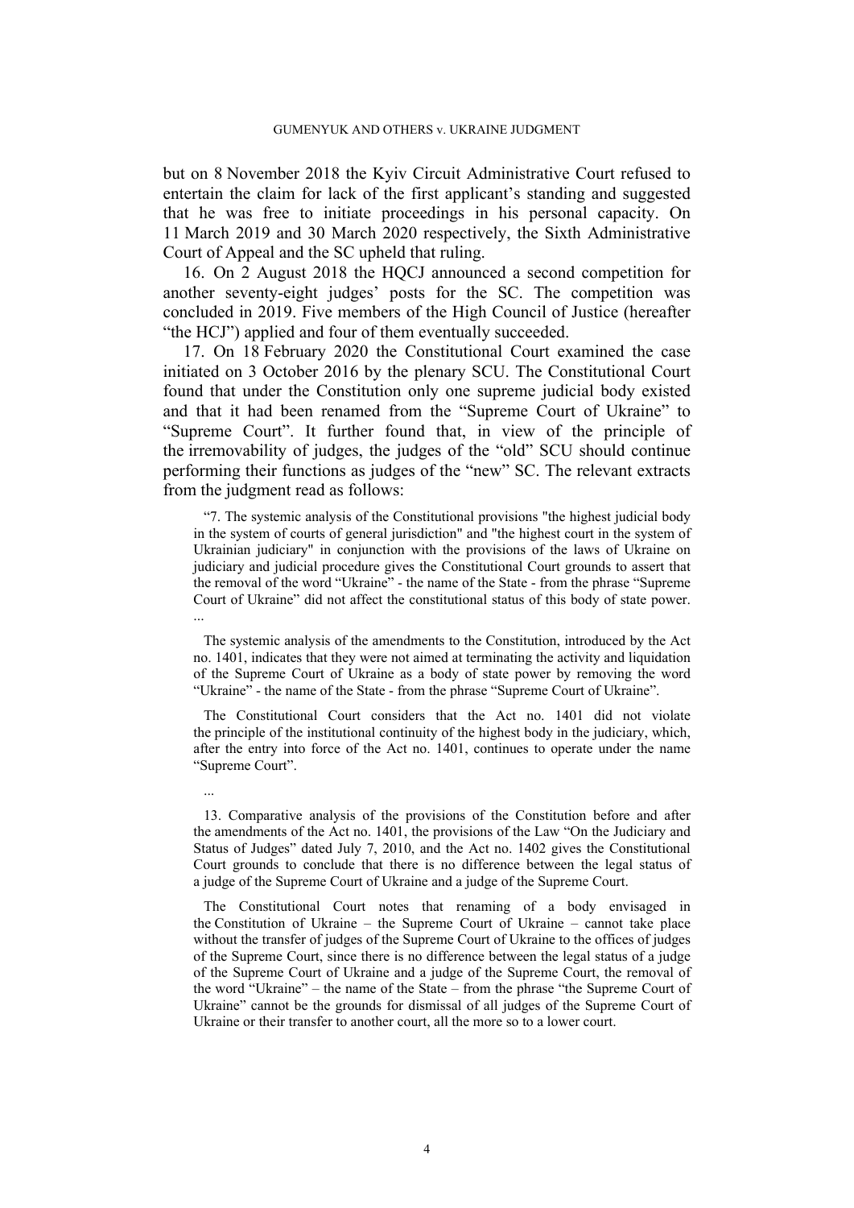but on 8 November 2018 the Kyiv Circuit Administrative Court refused to entertain the claim for lack of the first applicant's standing and suggested that he was free to initiate proceedings in his personal capacity. On 11 March 2019 and 30 March 2020 respectively, the Sixth Administrative Court of Appeal and the SC upheld that ruling.

16. On 2 August 2018 the HQCJ announced a second competition for another seventy-eight judges' posts for the SC. The competition was concluded in 2019. Five members of the High Council of Justice (hereafter "the HCJ") applied and four of them eventually succeeded.

17. On 18 February 2020 the Constitutional Court examined the case initiated on 3 October 2016 by the plenary SCU. The Constitutional Court found that under the Constitution only one supreme judicial body existed and that it had been renamed from the "Supreme Court of Ukraine" to "Supreme Court". It further found that, in view of the principle of the irremovability of judges, the judges of the "old" SCU should continue performing their functions as judges of the "new" SC. The relevant extracts from the judgment read as follows:

> "7. The systemic analysis of the Constitutional provisions "the highest judicial body in the system of courts of general jurisdiction" and "the highest court in the system of Ukrainian judiciary" in conjunction with the provisions of the laws of Ukraine on judiciary and judicial procedure gives the Constitutional Court grounds to assert that the removal of the word "Ukraine" - the name of the State - from the phrase "Supreme Court of Ukraine" did not affect the constitutional status of this body of state power. ...
>
> The systemic analysis of the amendments to the Constitution, introduced by the Act no. 1401, indicates that they were not aimed at terminating the activity and liquidation of the Supreme Court of Ukraine as a body of state power by removing the word "Ukraine" - the name of the State - from the phrase "Supreme Court of Ukraine".
>
> The Constitutional Court considers that the Act no. 1401 did not violate the principle of the institutional continuity of the highest body in the judiciary, which, after the entry into force of the Act no. 1401, continues to operate under the name "Supreme Court".
>
> ...
>
> 13. Comparative analysis of the provisions of the Constitution before and after the amendments of the Act no. 1401, the provisions of the Law "On the Judiciary and Status of Judges" dated July 7, 2010, and the Act no. 1402 gives the Constitutional Court grounds to conclude that there is no difference between the legal status of a judge of the Supreme Court of Ukraine and a judge of the Supreme Court.
>
> The Constitutional Court notes that renaming of a body envisaged in the Constitution of Ukraine – the Supreme Court of Ukraine – cannot take place without the transfer of judges of the Supreme Court of Ukraine to the offices of judges of the Supreme Court, since there is no difference between the legal status of a judge of the Supreme Court of Ukraine and a judge of the Supreme Court, the removal of the word "Ukraine" – the name of the State – from the phrase "the Supreme Court of Ukraine" cannot be the grounds for dismissal of all judges of the Supreme Court of Ukraine or their transfer to another court, all the more so to a lower court.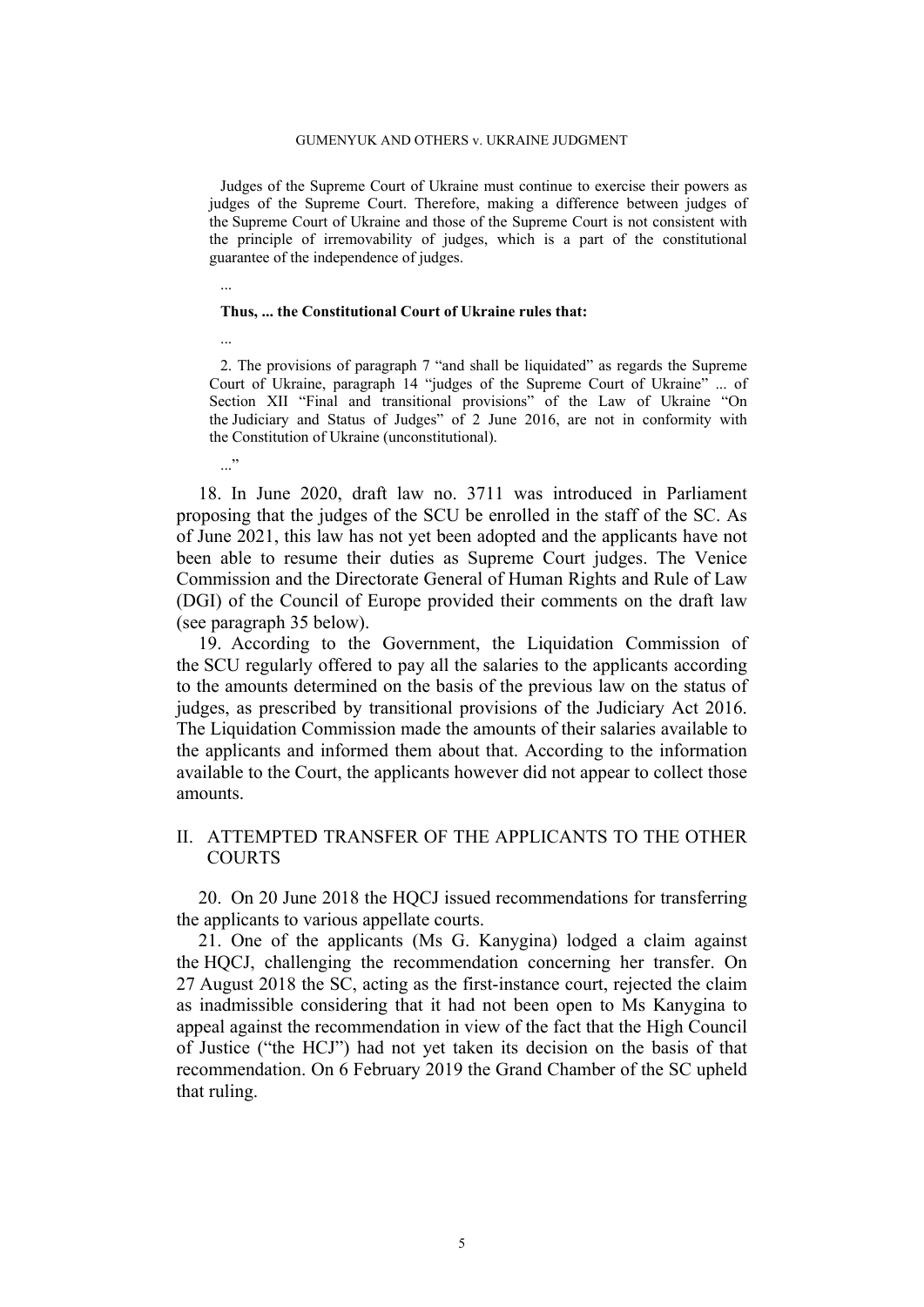Judges of the Supreme Court of Ukraine must continue to exercise their powers as judges of the Supreme Court. Therefore, making a difference between judges of the Supreme Court of Ukraine and those of the Supreme Court is not consistent with the principle of irremovability of judges, which is a part of the constitutional guarantee of the independence of judges.

...

**Thus, ... the Constitutional Court of Ukraine rules that:**

...

2. The provisions of paragraph 7 "and shall be liquidated" as regards the Supreme Court of Ukraine, paragraph 14 "judges of the Supreme Court of Ukraine" ... of Section XII "Final and transitional provisions" of the Law of Ukraine "On the Judiciary and Status of Judges" of 2 June 2016, are not in conformity with the Constitution of Ukraine (unconstitutional).

..."

18. In June 2020, draft law no. 3711 was introduced in Parliament proposing that the judges of the SCU be enrolled in the staff of the SC. As of June 2021, this law has not yet been adopted and the applicants have not been able to resume their duties as Supreme Court judges. The Venice Commission and the Directorate General of Human Rights and Rule of Law (DGI) of the Council of Europe provided their comments on the draft law (see paragraph 35 below).

19. According to the Government, the Liquidation Commission of the SCU regularly offered to pay all the salaries to the applicants according to the amounts determined on the basis of the previous law on the status of judges, as prescribed by transitional provisions of the Judiciary Act 2016. The Liquidation Commission made the amounts of their salaries available to the applicants and informed them about that. According to the information available to the Court, the applicants however did not appear to collect those amounts.

## II. ATTEMPTED TRANSFER OF THE APPLICANTS TO THE OTHER COURTS

20. On 20 June 2018 the HQCJ issued recommendations for transferring the applicants to various appellate courts.

21. One of the applicants (Ms G. Kanygina) lodged a claim against the HQCJ, challenging the recommendation concerning her transfer. On 27 August 2018 the SC, acting as the first-instance court, rejected the claim as inadmissible considering that it had not been open to Ms Kanygina to appeal against the recommendation in view of the fact that the High Council of Justice ("the HCJ") had not yet taken its decision on the basis of that recommendation. On 6 February 2019 the Grand Chamber of the SC upheld that ruling.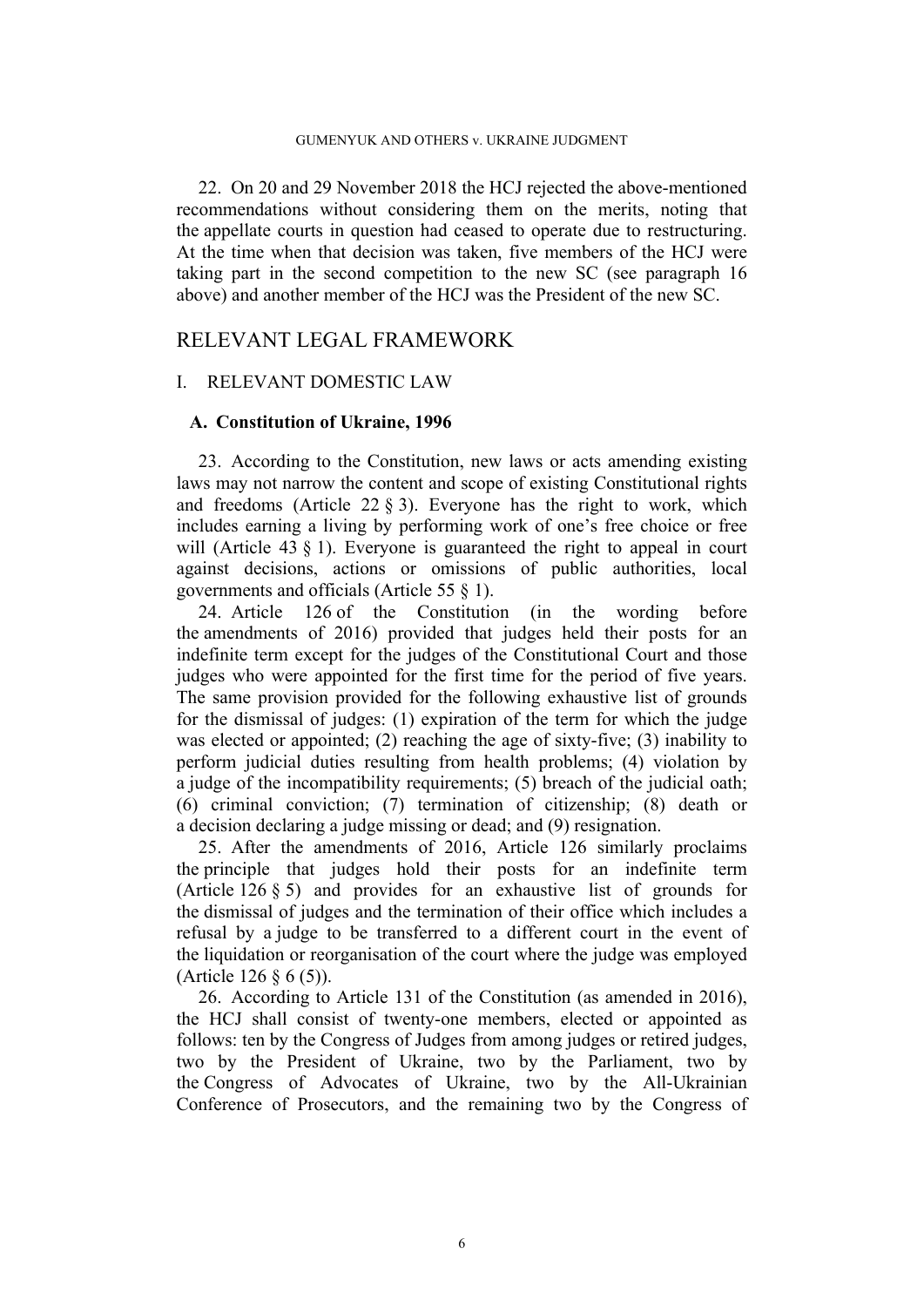22. On 20 and 29 November 2018 the HCJ rejected the above-mentioned recommendations without considering them on the merits, noting that the appellate courts in question had ceased to operate due to restructuring. At the time when that decision was taken, five members of the HCJ were taking part in the second competition to the new SC (see paragraph 16 above) and another member of the HCJ was the President of the new SC.

## RELEVANT LEGAL FRAMEWORK

### I. RELEVANT DOMESTIC LAW

#### A. Constitution of Ukraine, 1996

23. According to the Constitution, new laws or acts amending existing laws may not narrow the content and scope of existing Constitutional rights and freedoms (Article 22 § 3). Everyone has the right to work, which includes earning a living by performing work of one's free choice or free will (Article 43 § 1). Everyone is guaranteed the right to appeal in court against decisions, actions or omissions of public authorities, local governments and officials (Article 55 § 1).

24. Article 126 of the Constitution (in the wording before the amendments of 2016) provided that judges held their posts for an indefinite term except for the judges of the Constitutional Court and those judges who were appointed for the first time for the period of five years. The same provision provided for the following exhaustive list of grounds for the dismissal of judges: (1) expiration of the term for which the judge was elected or appointed; (2) reaching the age of sixty-five; (3) inability to perform judicial duties resulting from health problems; (4) violation by a judge of the incompatibility requirements; (5) breach of the judicial oath; (6) criminal conviction; (7) termination of citizenship; (8) death or a decision declaring a judge missing or dead; and (9) resignation.

25. After the amendments of 2016, Article 126 similarly proclaims the principle that judges hold their posts for an indefinite term (Article 126 § 5) and provides for an exhaustive list of grounds for the dismissal of judges and the termination of their office which includes a refusal by a judge to be transferred to a different court in the event of the liquidation or reorganisation of the court where the judge was employed (Article 126 § 6 (5)).

26. According to Article 131 of the Constitution (as amended in 2016), the HCJ shall consist of twenty-one members, elected or appointed as follows: ten by the Congress of Judges from among judges or retired judges, two by the President of Ukraine, two by the Parliament, two by the Congress of Advocates of Ukraine, two by the All-Ukrainian Conference of Prosecutors, and the remaining two by the Congress of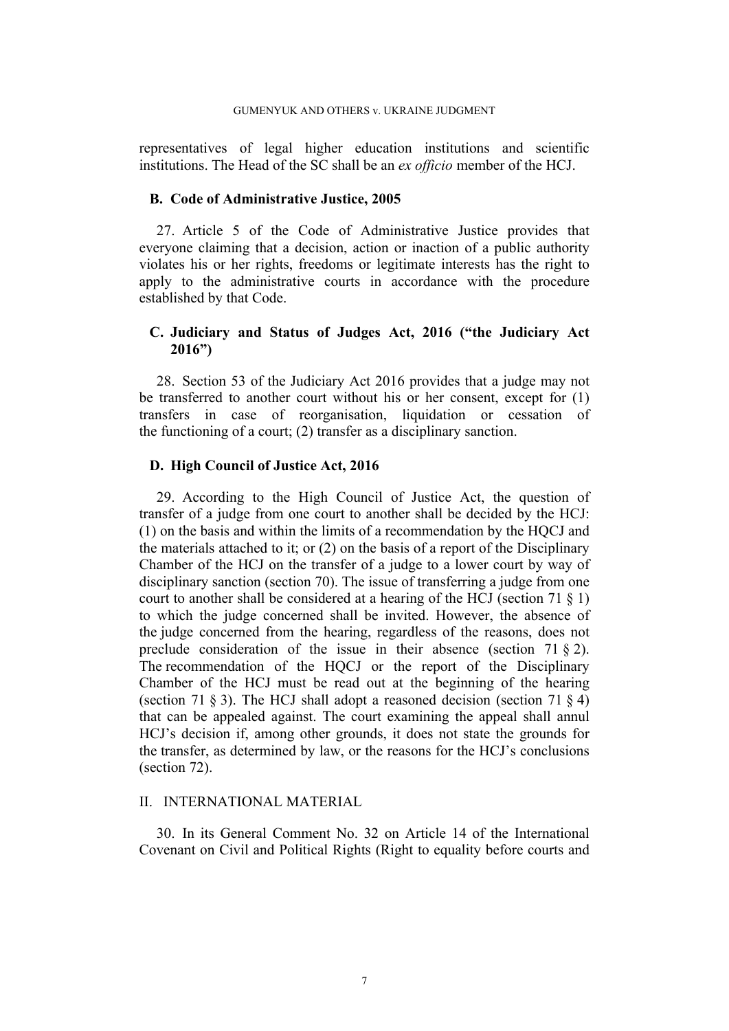representatives of legal higher education institutions and scientific institutions. The Head of the SC shall be an *ex officio* member of the HCJ.

### B. Code of Administrative Justice, 2005

27. Article 5 of the Code of Administrative Justice provides that everyone claiming that a decision, action or inaction of a public authority violates his or her rights, freedoms or legitimate interests has the right to apply to the administrative courts in accordance with the procedure established by that Code.

### C. Judiciary and Status of Judges Act, 2016 ("the Judiciary Act 2016")

28. Section 53 of the Judiciary Act 2016 provides that a judge may not be transferred to another court without his or her consent, except for (1) transfers in case of reorganisation, liquidation or cessation of the functioning of a court; (2) transfer as a disciplinary sanction.

### D. High Council of Justice Act, 2016

29. According to the High Council of Justice Act, the question of transfer of a judge from one court to another shall be decided by the HCJ: (1) on the basis and within the limits of a recommendation by the HQCJ and the materials attached to it; or (2) on the basis of a report of the Disciplinary Chamber of the HCJ on the transfer of a judge to a lower court by way of disciplinary sanction (section 70). The issue of transferring a judge from one court to another shall be considered at a hearing of the HCJ (section 71 § 1) to which the judge concerned shall be invited. However, the absence of the judge concerned from the hearing, regardless of the reasons, does not preclude consideration of the issue in their absence (section 71 § 2). The recommendation of the HQCJ or the report of the Disciplinary Chamber of the HCJ must be read out at the beginning of the hearing (section 71 § 3). The HCJ shall adopt a reasoned decision (section 71 § 4) that can be appealed against. The court examining the appeal shall annul HCJ's decision if, among other grounds, it does not state the grounds for the transfer, as determined by law, or the reasons for the HCJ's conclusions (section 72).

## II. INTERNATIONAL MATERIAL

30. In its General Comment No. 32 on Article 14 of the International Covenant on Civil and Political Rights (Right to equality before courts and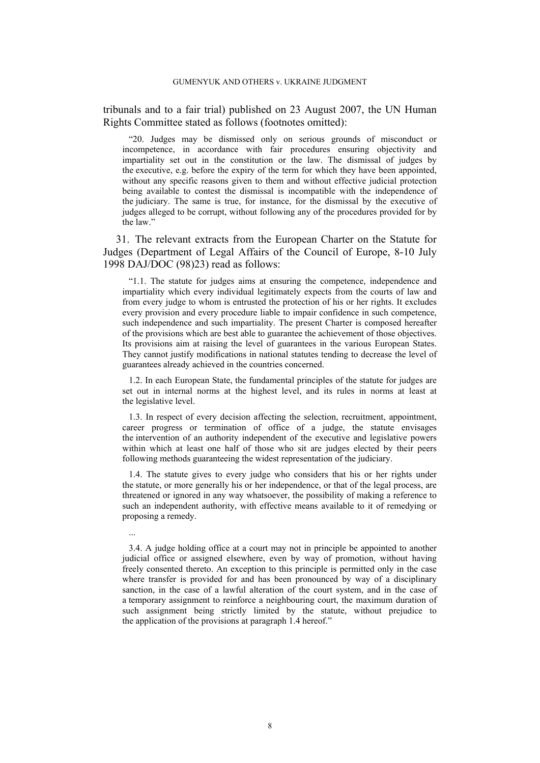tribunals and to a fair trial) published on 23 August 2007, the UN Human Rights Committee stated as follows (footnotes omitted):

> "20. Judges may be dismissed only on serious grounds of misconduct or incompetence, in accordance with fair procedures ensuring objectivity and impartiality set out in the constitution or the law. The dismissal of judges by the executive, e.g. before the expiry of the term for which they have been appointed, without any specific reasons given to them and without effective judicial protection being available to contest the dismissal is incompatible with the independence of the judiciary. The same is true, for instance, for the dismissal by the executive of judges alleged to be corrupt, without following any of the procedures provided for by the law."

31. The relevant extracts from the European Charter on the Statute for Judges (Department of Legal Affairs of the Council of Europe, 8-10 July 1998 DAJ/DOC (98)23) read as follows:

> "1.1. The statute for judges aims at ensuring the competence, independence and impartiality which every individual legitimately expects from the courts of law and from every judge to whom is entrusted the protection of his or her rights. It excludes every provision and every procedure liable to impair confidence in such competence, such independence and such impartiality. The present Charter is composed hereafter of the provisions which are best able to guarantee the achievement of those objectives. Its provisions aim at raising the level of guarantees in the various European States. They cannot justify modifications in national statutes tending to decrease the level of guarantees already achieved in the countries concerned.
>
> 1.2. In each European State, the fundamental principles of the statute for judges are set out in internal norms at the highest level, and its rules in norms at least at the legislative level.
>
> 1.3. In respect of every decision affecting the selection, recruitment, appointment, career progress or termination of office of a judge, the statute envisages the intervention of an authority independent of the executive and legislative powers within which at least one half of those who sit are judges elected by their peers following methods guaranteeing the widest representation of the judiciary.
>
> 1.4. The statute gives to every judge who considers that his or her rights under the statute, or more generally his or her independence, or that of the legal process, are threatened or ignored in any way whatsoever, the possibility of making a reference to such an independent authority, with effective means available to it of remedying or proposing a remedy.
>
> ...
>
> 3.4. A judge holding office at a court may not in principle be appointed to another judicial office or assigned elsewhere, even by way of promotion, without having freely consented thereto. An exception to this principle is permitted only in the case where transfer is provided for and has been pronounced by way of a disciplinary sanction, in the case of a lawful alteration of the court system, and in the case of a temporary assignment to reinforce a neighbouring court, the maximum duration of such assignment being strictly limited by the statute, without prejudice to the application of the provisions at paragraph 1.4 hereof."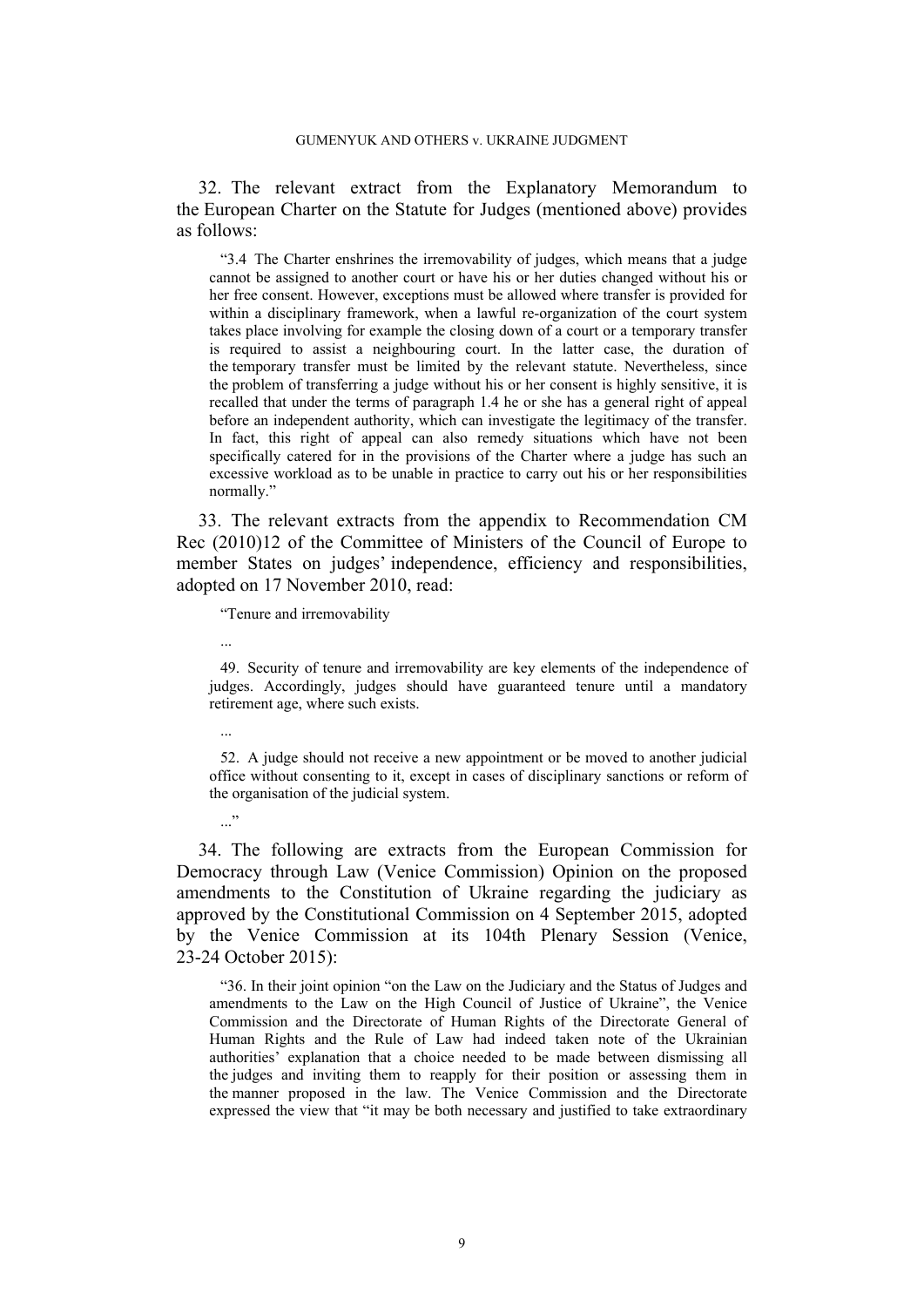32. The relevant extract from the Explanatory Memorandum to the European Charter on the Statute for Judges (mentioned above) provides as follows:

> "3.4 The Charter enshrines the irremovability of judges, which means that a judge cannot be assigned to another court or have his or her duties changed without his or her free consent. However, exceptions must be allowed where transfer is provided for within a disciplinary framework, when a lawful re-organization of the court system takes place involving for example the closing down of a court or a temporary transfer is required to assist a neighbouring court. In the latter case, the duration of the temporary transfer must be limited by the relevant statute. Nevertheless, since the problem of transferring a judge without his or her consent is highly sensitive, it is recalled that under the terms of paragraph 1.4 he or she has a general right of appeal before an independent authority, which can investigate the legitimacy of the transfer. In fact, this right of appeal can also remedy situations which have not been specifically catered for in the provisions of the Charter where a judge has such an excessive workload as to be unable in practice to carry out his or her responsibilities normally."

33. The relevant extracts from the appendix to Recommendation CM Rec (2010)12 of the Committee of Ministers of the Council of Europe to member States on judges' independence, efficiency and responsibilities, adopted on 17 November 2010, read:

> "Tenure and irremovability
>
> ...
>
> 49. Security of tenure and irremovability are key elements of the independence of judges. Accordingly, judges should have guaranteed tenure until a mandatory retirement age, where such exists.
>
> ...
>
> 52. A judge should not receive a new appointment or be moved to another judicial office without consenting to it, except in cases of disciplinary sanctions or reform of the organisation of the judicial system.
>
> ..."

34. The following are extracts from the European Commission for Democracy through Law (Venice Commission) Opinion on the proposed amendments to the Constitution of Ukraine regarding the judiciary as approved by the Constitutional Commission on 4 September 2015, adopted by the Venice Commission at its 104th Plenary Session (Venice, 23-24 October 2015):

> "36. In their joint opinion "on the Law on the Judiciary and the Status of Judges and amendments to the Law on the High Council of Justice of Ukraine", the Venice Commission and the Directorate of Human Rights of the Directorate General of Human Rights and the Rule of Law had indeed taken note of the Ukrainian authorities' explanation that a choice needed to be made between dismissing all the judges and inviting them to reapply for their position or assessing them in the manner proposed in the law. The Venice Commission and the Directorate expressed the view that "it may be both necessary and justified to take extraordinary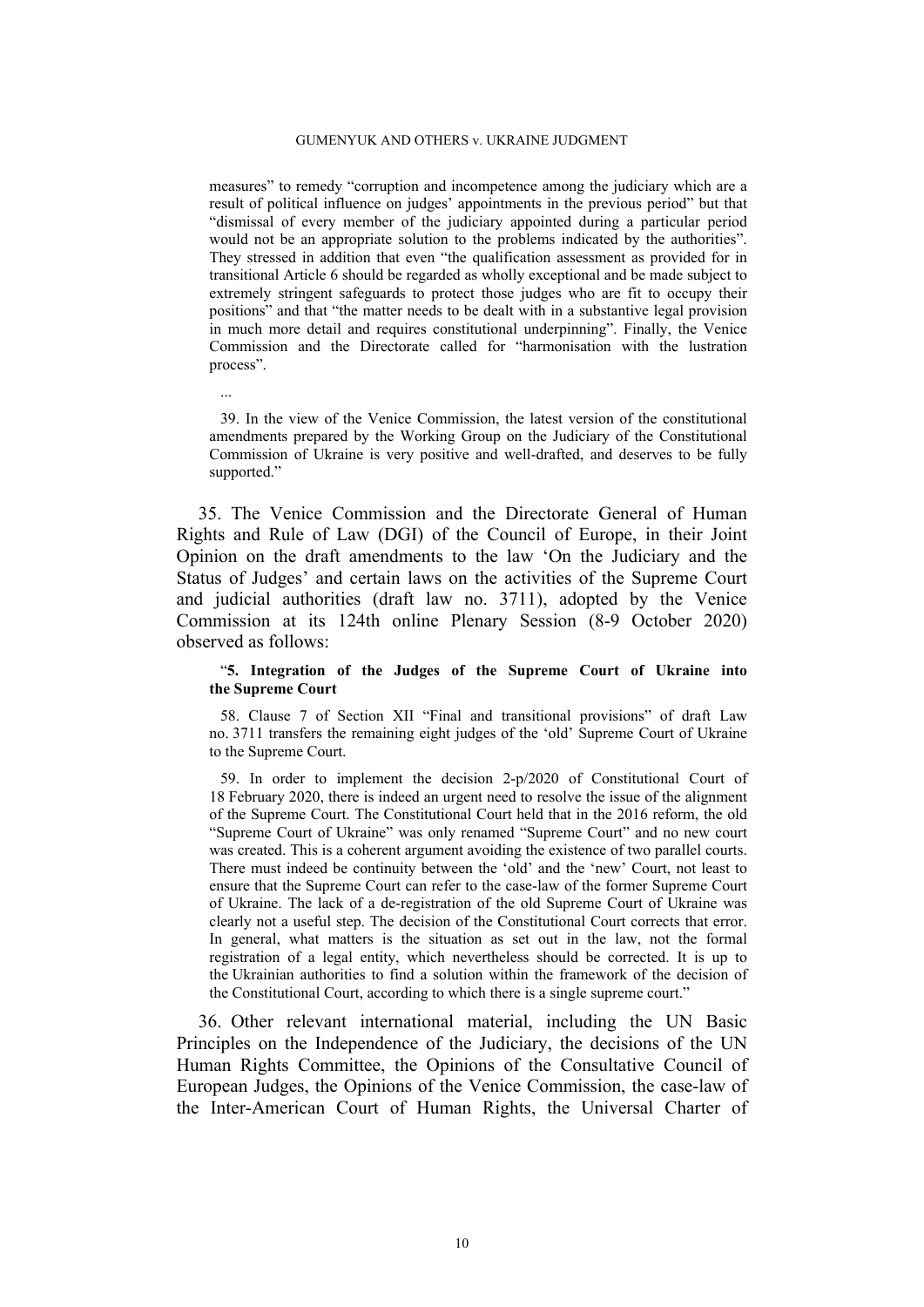> measures" to remedy "corruption and incompetence among the judiciary which are a result of political influence on judges' appointments in the previous period" but that "dismissal of every member of the judiciary appointed during a particular period would not be an appropriate solution to the problems indicated by the authorities". They stressed in addition that even "the qualification assessment as provided for in transitional Article 6 should be regarded as wholly exceptional and be made subject to extremely stringent safeguards to protect those judges who are fit to occupy their positions" and that "the matter needs to be dealt with in a substantive legal provision in much more detail and requires constitutional underpinning". Finally, the Venice Commission and the Directorate called for "harmonisation with the lustration process".
>
> ...
>
> 39. In the view of the Venice Commission, the latest version of the constitutional amendments prepared by the Working Group on the Judiciary of the Constitutional Commission of Ukraine is very positive and well-drafted, and deserves to be fully supported."

35. The Venice Commission and the Directorate General of Human Rights and Rule of Law (DGI) of the Council of Europe, in their Joint Opinion on the draft amendments to the law 'On the Judiciary and the Status of Judges' and certain laws on the activities of the Supreme Court and judicial authorities (draft law no. 3711), adopted by the Venice Commission at its 124th online Plenary Session (8-9 October 2020) observed as follows:

> "**5. Integration of the Judges of the Supreme Court of Ukraine into the Supreme Court**
>
> 58. Clause 7 of Section XII "Final and transitional provisions" of draft Law no. 3711 transfers the remaining eight judges of the 'old' Supreme Court of Ukraine to the Supreme Court.
>
> 59. In order to implement the decision 2-p/2020 of Constitutional Court of 18 February 2020, there is indeed an urgent need to resolve the issue of the alignment of the Supreme Court. The Constitutional Court held that in the 2016 reform, the old "Supreme Court of Ukraine" was only renamed "Supreme Court" and no new court was created. This is a coherent argument avoiding the existence of two parallel courts. There must indeed be continuity between the 'old' and the 'new' Court, not least to ensure that the Supreme Court can refer to the case-law of the former Supreme Court of Ukraine. The lack of a de-registration of the old Supreme Court of Ukraine was clearly not a useful step. The decision of the Constitutional Court corrects that error. In general, what matters is the situation as set out in the law, not the formal registration of a legal entity, which nevertheless should be corrected. It is up to the Ukrainian authorities to find a solution within the framework of the decision of the Constitutional Court, according to which there is a single supreme court."

36. Other relevant international material, including the UN Basic Principles on the Independence of the Judiciary, the decisions of the UN Human Rights Committee, the Opinions of the Consultative Council of European Judges, the Opinions of the Venice Commission, the case-law of the Inter-American Court of Human Rights, the Universal Charter of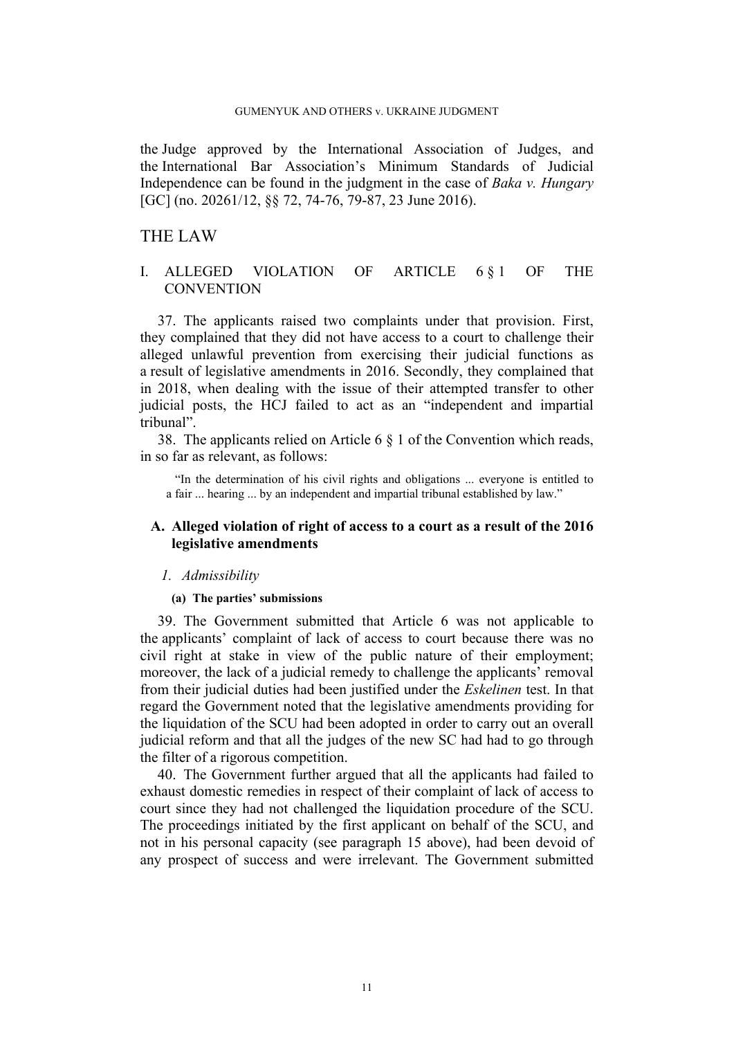the Judge approved by the International Association of Judges, and the International Bar Association's Minimum Standards of Judicial Independence can be found in the judgment in the case of *Baka v. Hungary* [GC] (no. 20261/12, §§ 72, 74-76, 79-87, 23 June 2016).

# THE LAW

## I. ALLEGED VIOLATION OF ARTICLE 6 § 1 OF THE CONVENTION

37. The applicants raised two complaints under that provision. First, they complained that they did not have access to a court to challenge their alleged unlawful prevention from exercising their judicial functions as a result of legislative amendments in 2016. Secondly, they complained that in 2018, when dealing with the issue of their attempted transfer to other judicial posts, the HCJ failed to act as an "independent and impartial tribunal".

38. The applicants relied on Article 6 § 1 of the Convention which reads, in so far as relevant, as follows:

> "In the determination of his civil rights and obligations ... everyone is entitled to a fair ... hearing ... by an independent and impartial tribunal established by law."

### A. Alleged violation of right of access to a court as a result of the 2016 legislative amendments

#### *1. Admissibility*

##### (a) The parties' submissions

39. The Government submitted that Article 6 was not applicable to the applicants' complaint of lack of access to court because there was no civil right at stake in view of the public nature of their employment; moreover, the lack of a judicial remedy to challenge the applicants' removal from their judicial duties had been justified under the *Eskelinen* test. In that regard the Government noted that the legislative amendments providing for the liquidation of the SCU had been adopted in order to carry out an overall judicial reform and that all the judges of the new SC had had to go through the filter of a rigorous competition.

40. The Government further argued that all the applicants had failed to exhaust domestic remedies in respect of their complaint of lack of access to court since they had not challenged the liquidation procedure of the SCU. The proceedings initiated by the first applicant on behalf of the SCU, and not in his personal capacity (see paragraph 15 above), had been devoid of any prospect of success and were irrelevant. The Government submitted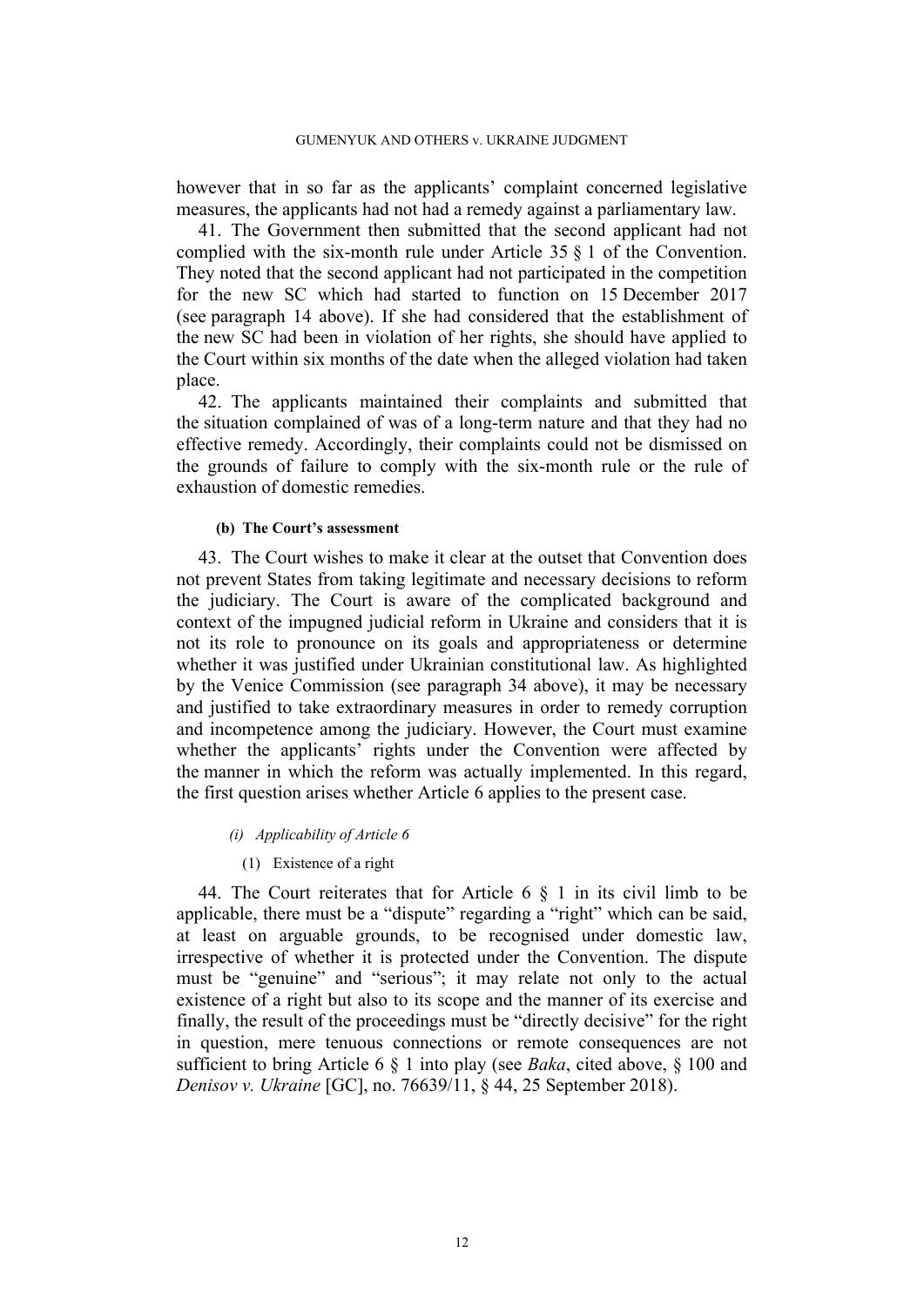however that in so far as the applicants' complaint concerned legislative measures, the applicants had not had a remedy against a parliamentary law.

41. The Government then submitted that the second applicant had not complied with the six-month rule under Article 35 § 1 of the Convention. They noted that the second applicant had not participated in the competition for the new SC which had started to function on 15 December 2017 (see paragraph 14 above). If she had considered that the establishment of the new SC had been in violation of her rights, she should have applied to the Court within six months of the date when the alleged violation had taken place.

42. The applicants maintained their complaints and submitted that the situation complained of was of a long-term nature and that they had no effective remedy. Accordingly, their complaints could not be dismissed on the grounds of failure to comply with the six-month rule or the rule of exhaustion of domestic remedies.

#### (b) The Court's assessment

43. The Court wishes to make it clear at the outset that Convention does not prevent States from taking legitimate and necessary decisions to reform the judiciary. The Court is aware of the complicated background and context of the impugned judicial reform in Ukraine and considers that it is not its role to pronounce on its goals and appropriateness or determine whether it was justified under Ukrainian constitutional law. As highlighted by the Venice Commission (see paragraph 34 above), it may be necessary and justified to take extraordinary measures in order to remedy corruption and incompetence among the judiciary. However, the Court must examine whether the applicants' rights under the Convention were affected by the manner in which the reform was actually implemented. In this regard, the first question arises whether Article 6 applies to the present case.

##### *(i) Applicability of Article 6*

###### (1) Existence of a right

44. The Court reiterates that for Article 6 § 1 in its civil limb to be applicable, there must be a "dispute" regarding a "right" which can be said, at least on arguable grounds, to be recognised under domestic law, irrespective of whether it is protected under the Convention. The dispute must be "genuine" and "serious"; it may relate not only to the actual existence of a right but also to its scope and the manner of its exercise and finally, the result of the proceedings must be "directly decisive" for the right in question, mere tenuous connections or remote consequences are not sufficient to bring Article 6 § 1 into play (see *Baka*, cited above, § 100 and *Denisov v. Ukraine* [GC], no. 76639/11, § 44, 25 September 2018).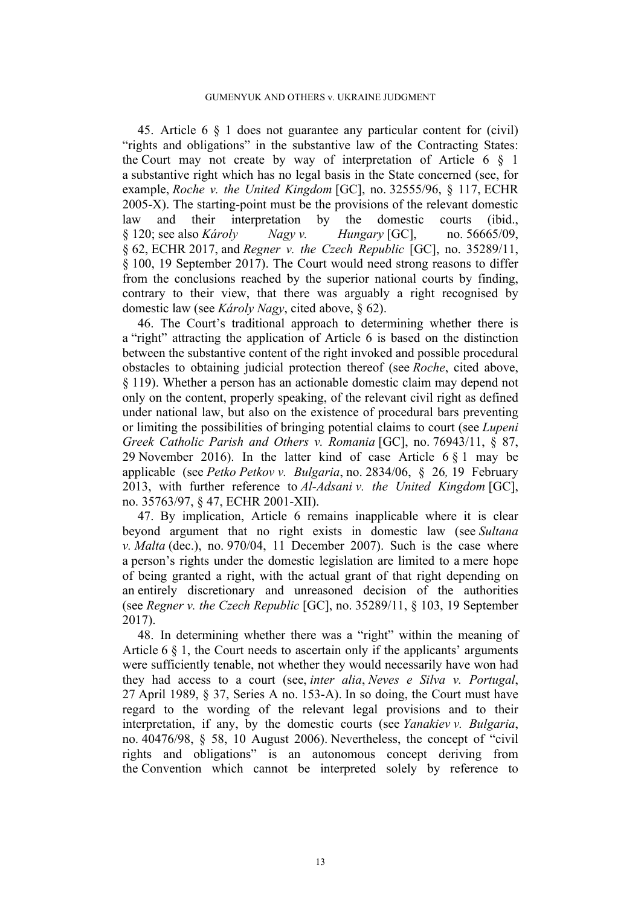45. Article 6 § 1 does not guarantee any particular content for (civil) "rights and obligations" in the substantive law of the Contracting States: the Court may not create by way of interpretation of Article 6 § 1 a substantive right which has no legal basis in the State concerned (see, for example, *Roche v. the United Kingdom* [GC], no. 32555/96, § 117, ECHR 2005-X). The starting-point must be the provisions of the relevant domestic law and their interpretation by the domestic courts (ibid., § 120; see also *Károly Nagy v. Hungary* [GC], no. 56665/09, § 62, ECHR 2017, and *Regner v. the Czech Republic* [GC], no. 35289/11, § 100, 19 September 2017). The Court would need strong reasons to differ from the conclusions reached by the superior national courts by finding, contrary to their view, that there was arguably a right recognised by domestic law (see *Károly Nagy*, cited above, § 62).

46. The Court's traditional approach to determining whether there is a "right" attracting the application of Article 6 is based on the distinction between the substantive content of the right invoked and possible procedural obstacles to obtaining judicial protection thereof (see *Roche*, cited above, § 119). Whether a person has an actionable domestic claim may depend not only on the content, properly speaking, of the relevant civil right as defined under national law, but also on the existence of procedural bars preventing or limiting the possibilities of bringing potential claims to court (see *Lupeni Greek Catholic Parish and Others v. Romania* [GC], no. 76943/11, § 87, 29 November 2016). In the latter kind of case Article 6 § 1 may be applicable (see *Petko Petkov v. Bulgaria*, no. 2834/06, § 26, 19 February 2013, with further reference to *Al-Adsani v. the United Kingdom* [GC], no. 35763/97, § 47, ECHR 2001-XII).

47. By implication, Article 6 remains inapplicable where it is clear beyond argument that no right exists in domestic law (see *Sultana v. Malta* (dec.), no. 970/04, 11 December 2007). Such is the case where a person's rights under the domestic legislation are limited to a mere hope of being granted a right, with the actual grant of that right depending on an entirely discretionary and unreasoned decision of the authorities (see *Regner v. the Czech Republic* [GC], no. 35289/11, § 103, 19 September 2017).

48. In determining whether there was a "right" within the meaning of Article 6 § 1, the Court needs to ascertain only if the applicants' arguments were sufficiently tenable, not whether they would necessarily have won had they had access to a court (see, *inter alia*, *Neves e Silva v. Portugal*, 27 April 1989, § 37, Series A no. 153-A). In so doing, the Court must have regard to the wording of the relevant legal provisions and to their interpretation, if any, by the domestic courts (see *Yanakiev v. Bulgaria*, no. 40476/98, § 58, 10 August 2006). Nevertheless, the concept of "civil rights and obligations" is an autonomous concept deriving from the Convention which cannot be interpreted solely by reference to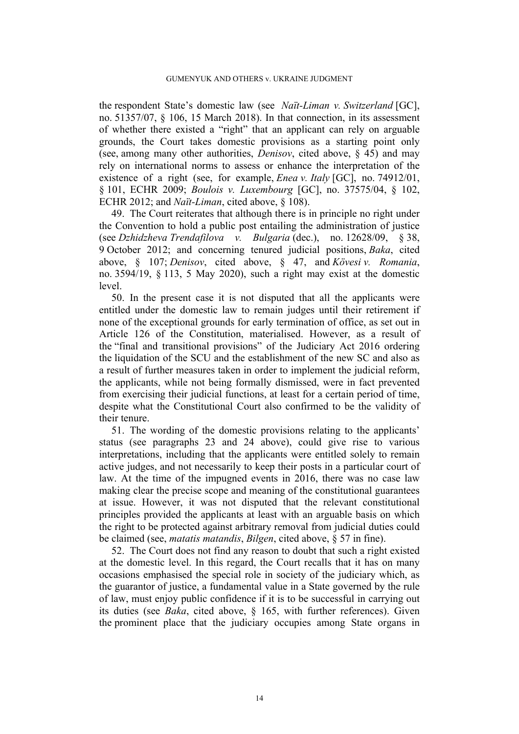the respondent State's domestic law (see *Naït-Liman v. Switzerland* [GC], no. 51357/07, § 106, 15 March 2018). In that connection, in its assessment of whether there existed a "right" that an applicant can rely on arguable grounds, the Court takes domestic provisions as a starting point only (see, among many other authorities, *Denisov*, cited above, § 45) and may rely on international norms to assess or enhance the interpretation of the existence of a right (see, for example, *Enea v. Italy* [GC], no. 74912/01, § 101, ECHR 2009; *Boulois v. Luxembourg* [GC], no. 37575/04, § 102, ECHR 2012; and *Naït-Liman*, cited above, § 108).

49. The Court reiterates that although there is in principle no right under the Convention to hold a public post entailing the administration of justice (see *Dzhidzheva Trendafilova v. Bulgaria* (dec.), no. 12628/09, § 38, 9 October 2012; and concerning tenured judicial positions, *Baka*, cited above, § 107; *Denisov*, cited above, § 47, and *Kövesi v. Romania*, no. 3594/19, § 113, 5 May 2020), such a right may exist at the domestic level.

50. In the present case it is not disputed that all the applicants were entitled under the domestic law to remain judges until their retirement if none of the exceptional grounds for early termination of office, as set out in Article 126 of the Constitution, materialised. However, as a result of the "final and transitional provisions" of the Judiciary Act 2016 ordering the liquidation of the SCU and the establishment of the new SC and also as a result of further measures taken in order to implement the judicial reform, the applicants, while not being formally dismissed, were in fact prevented from exercising their judicial functions, at least for a certain period of time, despite what the Constitutional Court also confirmed to be the validity of their tenure.

51. The wording of the domestic provisions relating to the applicants' status (see paragraphs 23 and 24 above), could give rise to various interpretations, including that the applicants were entitled solely to remain active judges, and not necessarily to keep their posts in a particular court of law. At the time of the impugned events in 2016, there was no case law making clear the precise scope and meaning of the constitutional guarantees at issue. However, it was not disputed that the relevant constitutional principles provided the applicants at least with an arguable basis on which the right to be protected against arbitrary removal from judicial duties could be claimed (see, *matatis matandis*, *Bilgen*, cited above, § 57 in fine).

52. The Court does not find any reason to doubt that such a right existed at the domestic level. In this regard, the Court recalls that it has on many occasions emphasised the special role in society of the judiciary which, as the guarantor of justice, a fundamental value in a State governed by the rule of law, must enjoy public confidence if it is to be successful in carrying out its duties (see *Baka*, cited above, § 165, with further references). Given the prominent place that the judiciary occupies among State organs in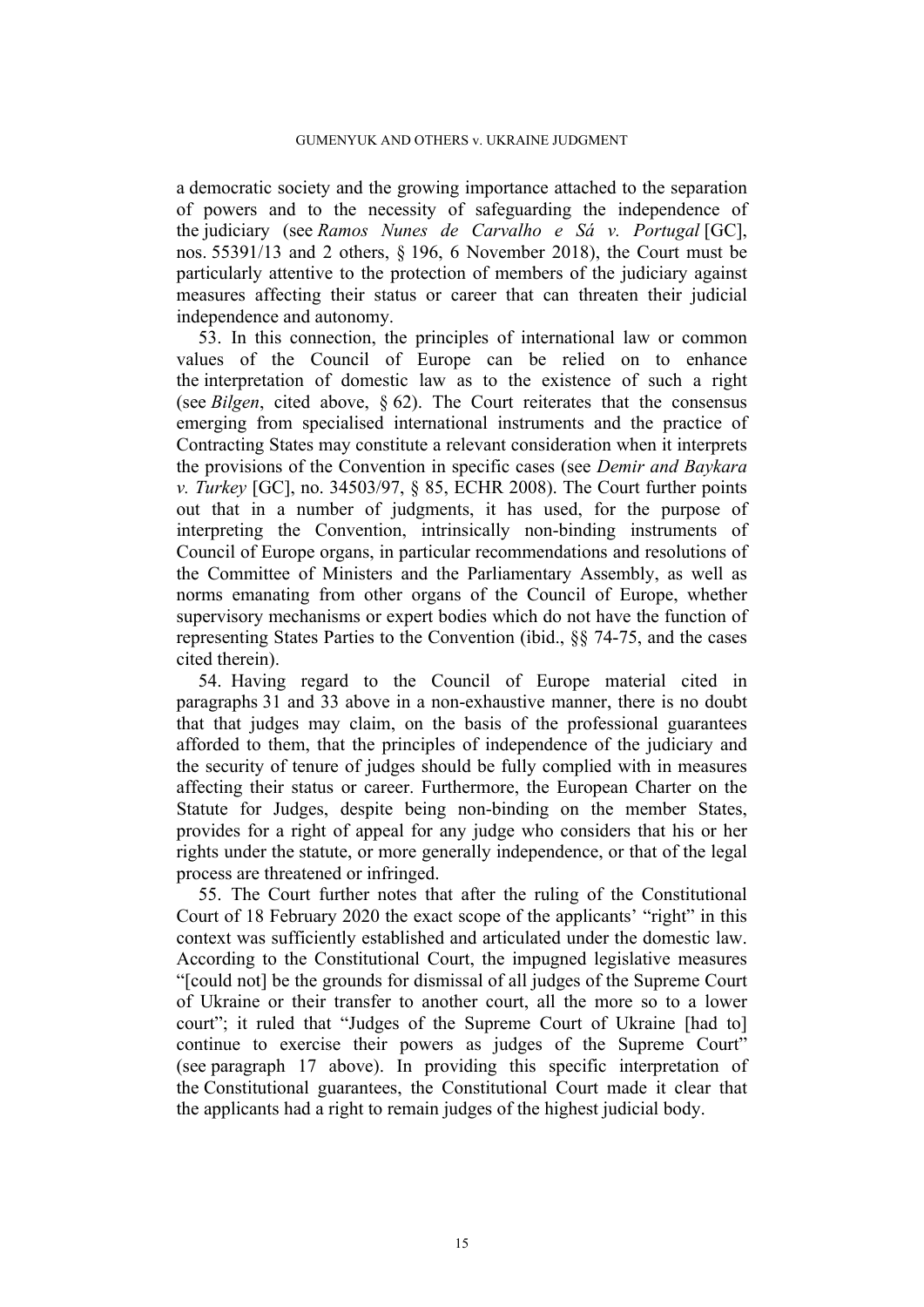a democratic society and the growing importance attached to the separation of powers and to the necessity of safeguarding the independence of the judiciary (see *Ramos Nunes de Carvalho e Sá v. Portugal* [GC], nos. 55391/13 and 2 others, § 196, 6 November 2018), the Court must be particularly attentive to the protection of members of the judiciary against measures affecting their status or career that can threaten their judicial independence and autonomy.

53. In this connection, the principles of international law or common values of the Council of Europe can be relied on to enhance the interpretation of domestic law as to the existence of such a right (see *Bilgen*, cited above, § 62). The Court reiterates that the consensus emerging from specialised international instruments and the practice of Contracting States may constitute a relevant consideration when it interprets the provisions of the Convention in specific cases (see *Demir and Baykara v. Turkey* [GC], no. 34503/97, § 85, ECHR 2008). The Court further points out that in a number of judgments, it has used, for the purpose of interpreting the Convention, intrinsically non-binding instruments of Council of Europe organs, in particular recommendations and resolutions of the Committee of Ministers and the Parliamentary Assembly, as well as norms emanating from other organs of the Council of Europe, whether supervisory mechanisms or expert bodies which do not have the function of representing States Parties to the Convention (ibid., §§ 74-75, and the cases cited therein).

54. Having regard to the Council of Europe material cited in paragraphs 31 and 33 above in a non-exhaustive manner, there is no doubt that that judges may claim, on the basis of the professional guarantees afforded to them, that the principles of independence of the judiciary and the security of tenure of judges should be fully complied with in measures affecting their status or career. Furthermore, the European Charter on the Statute for Judges, despite being non-binding on the member States, provides for a right of appeal for any judge who considers that his or her rights under the statute, or more generally independence, or that of the legal process are threatened or infringed.

55. The Court further notes that after the ruling of the Constitutional Court of 18 February 2020 the exact scope of the applicants' "right" in this context was sufficiently established and articulated under the domestic law. According to the Constitutional Court, the impugned legislative measures "[could not] be the grounds for dismissal of all judges of the Supreme Court of Ukraine or their transfer to another court, all the more so to a lower court"; it ruled that "Judges of the Supreme Court of Ukraine [had to] continue to exercise their powers as judges of the Supreme Court" (see paragraph 17 above). In providing this specific interpretation of the Constitutional guarantees, the Constitutional Court made it clear that the applicants had a right to remain judges of the highest judicial body.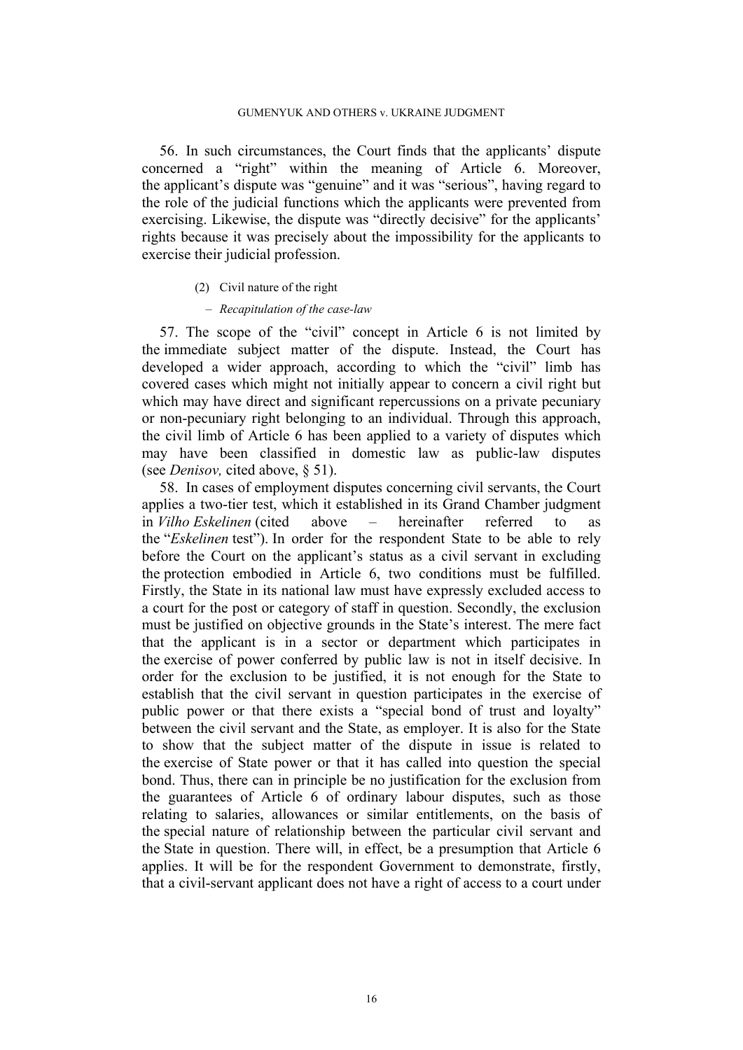56. In such circumstances, the Court finds that the applicants' dispute concerned a "right" within the meaning of Article 6. Moreover, the applicant's dispute was "genuine" and it was "serious", having regard to the role of the judicial functions which the applicants were prevented from exercising. Likewise, the dispute was "directly decisive" for the applicants' rights because it was precisely about the impossibility for the applicants to exercise their judicial profession.

(2) Civil nature of the right

– *Recapitulation of the case-law*

57. The scope of the "civil" concept in Article 6 is not limited by the immediate subject matter of the dispute. Instead, the Court has developed a wider approach, according to which the "civil" limb has covered cases which might not initially appear to concern a civil right but which may have direct and significant repercussions on a private pecuniary or non-pecuniary right belonging to an individual. Through this approach, the civil limb of Article 6 has been applied to a variety of disputes which may have been classified in domestic law as public-law disputes (see *Denisov,* cited above, § 51).

58. In cases of employment disputes concerning civil servants, the Court applies a two-tier test, which it established in its Grand Chamber judgment in *Vilho Eskelinen* (cited above – hereinafter referred to as the "*Eskelinen* test"). In order for the respondent State to be able to rely before the Court on the applicant's status as a civil servant in excluding the protection embodied in Article 6, two conditions must be fulfilled. Firstly, the State in its national law must have expressly excluded access to a court for the post or category of staff in question. Secondly, the exclusion must be justified on objective grounds in the State's interest. The mere fact that the applicant is in a sector or department which participates in the exercise of power conferred by public law is not in itself decisive. In order for the exclusion to be justified, it is not enough for the State to establish that the civil servant in question participates in the exercise of public power or that there exists a "special bond of trust and loyalty" between the civil servant and the State, as employer. It is also for the State to show that the subject matter of the dispute in issue is related to the exercise of State power or that it has called into question the special bond. Thus, there can in principle be no justification for the exclusion from the guarantees of Article 6 of ordinary labour disputes, such as those relating to salaries, allowances or similar entitlements, on the basis of the special nature of relationship between the particular civil servant and the State in question. There will, in effect, be a presumption that Article 6 applies. It will be for the respondent Government to demonstrate, firstly, that a civil-servant applicant does not have a right of access to a court under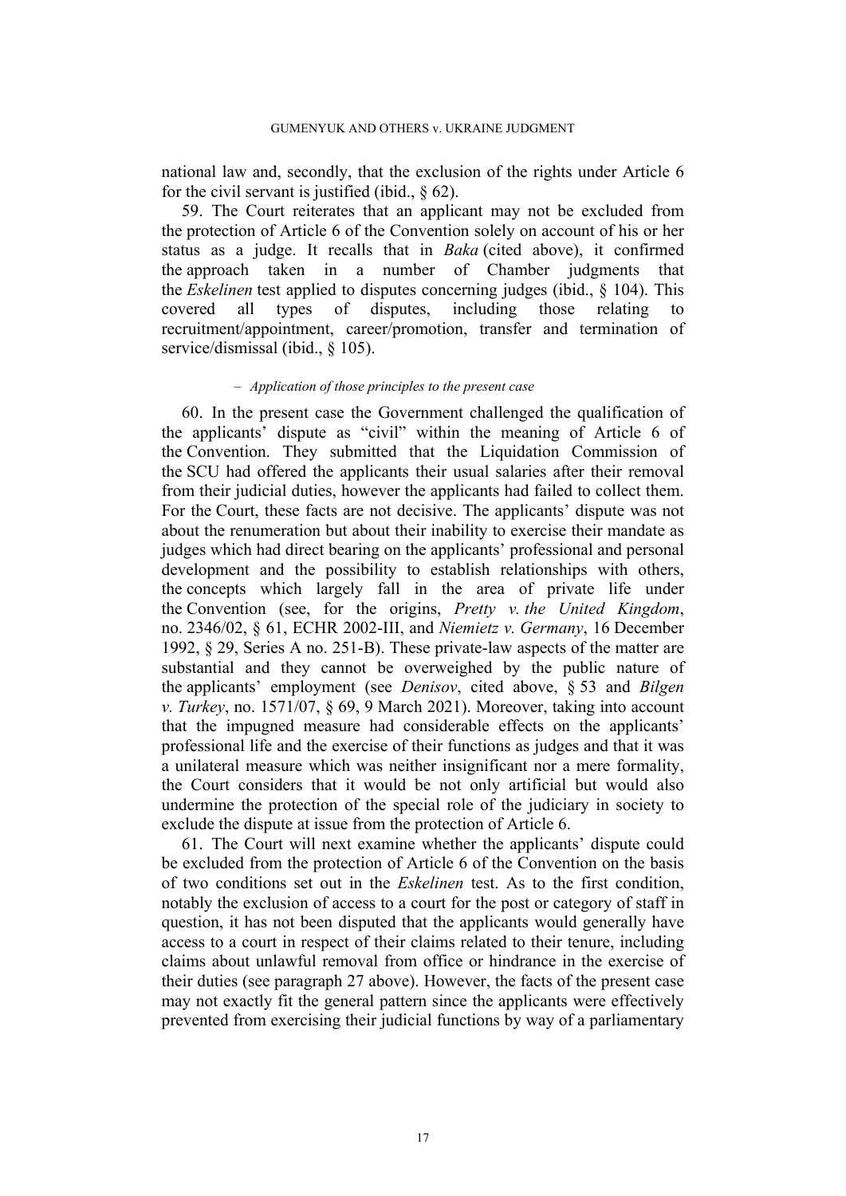national law and, secondly, that the exclusion of the rights under Article 6 for the civil servant is justified (ibid., § 62).

59. The Court reiterates that an applicant may not be excluded from the protection of Article 6 of the Convention solely on account of his or her status as a judge. It recalls that in *Baka* (cited above), it confirmed the approach taken in a number of Chamber judgments that the *Eskelinen* test applied to disputes concerning judges (ibid., § 104). This covered all types of disputes, including those relating to recruitment/appointment, career/promotion, transfer and termination of service/dismissal (ibid., § 105).

– *Application of those principles to the present case*

60. In the present case the Government challenged the qualification of the applicants' dispute as "civil" within the meaning of Article 6 of the Convention. They submitted that the Liquidation Commission of the SCU had offered the applicants their usual salaries after their removal from their judicial duties, however the applicants had failed to collect them. For the Court, these facts are not decisive. The applicants' dispute was not about the renumeration but about their inability to exercise their mandate as judges which had direct bearing on the applicants' professional and personal development and the possibility to establish relationships with others, the concepts which largely fall in the area of private life under the Convention (see, for the origins, *Pretty v. the United Kingdom*, no. 2346/02, § 61, ECHR 2002-III, and *Niemietz v. Germany*, 16 December 1992, § 29, Series A no. 251-B). These private-law aspects of the matter are substantial and they cannot be overweighed by the public nature of the applicants' employment (see *Denisov*, cited above, § 53 and *Bilgen v. Turkey*, no. 1571/07, § 69, 9 March 2021). Moreover, taking into account that the impugned measure had considerable effects on the applicants' professional life and the exercise of their functions as judges and that it was a unilateral measure which was neither insignificant nor a mere formality, the Court considers that it would be not only artificial but would also undermine the protection of the special role of the judiciary in society to exclude the dispute at issue from the protection of Article 6.

61. The Court will next examine whether the applicants' dispute could be excluded from the protection of Article 6 of the Convention on the basis of two conditions set out in the *Eskelinen* test. As to the first condition, notably the exclusion of access to a court for the post or category of staff in question, it has not been disputed that the applicants would generally have access to a court in respect of their claims related to their tenure, including claims about unlawful removal from office or hindrance in the exercise of their duties (see paragraph 27 above). However, the facts of the present case may not exactly fit the general pattern since the applicants were effectively prevented from exercising their judicial functions by way of a parliamentary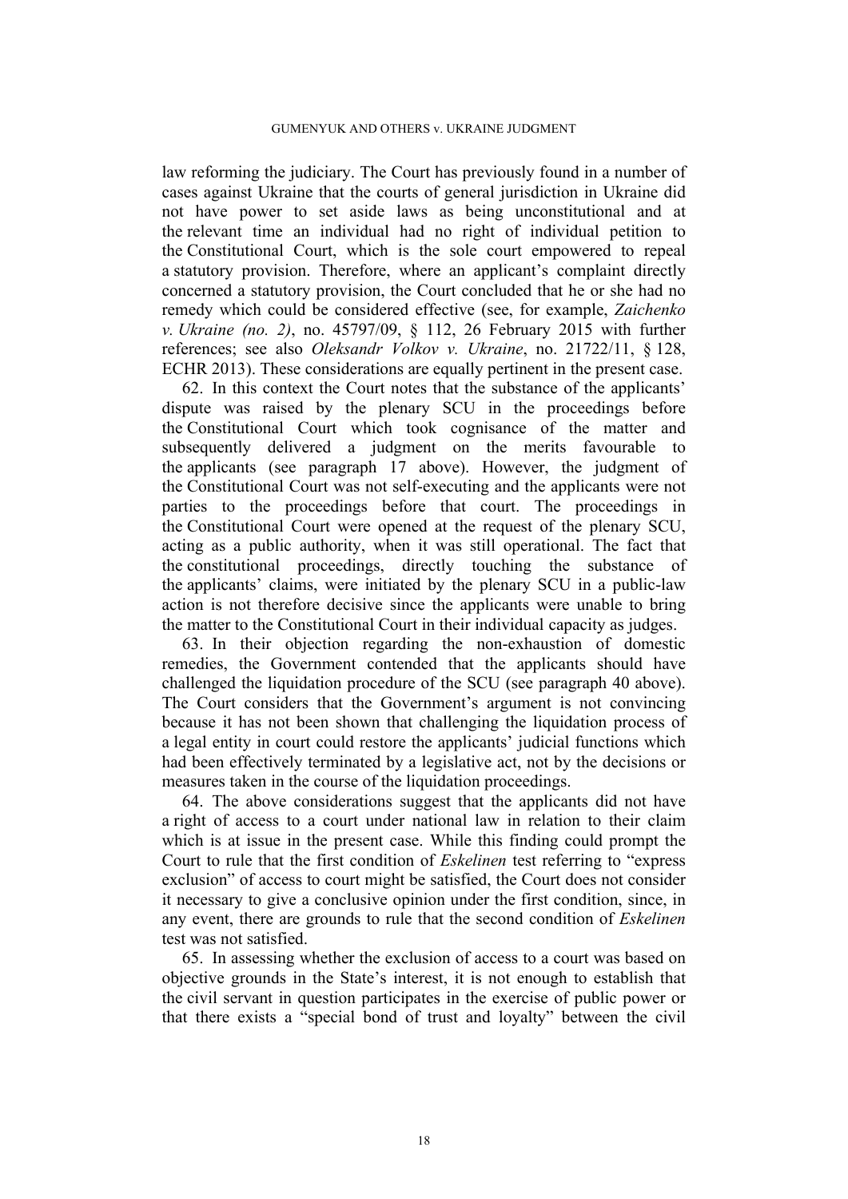law reforming the judiciary. The Court has previously found in a number of cases against Ukraine that the courts of general jurisdiction in Ukraine did not have power to set aside laws as being unconstitutional and at the relevant time an individual had no right of individual petition to the Constitutional Court, which is the sole court empowered to repeal a statutory provision. Therefore, where an applicant's complaint directly concerned a statutory provision, the Court concluded that he or she had no remedy which could be considered effective (see, for example, *Zaichenko v. Ukraine (no. 2)*, no. 45797/09, § 112, 26 February 2015 with further references; see also *Oleksandr Volkov v. Ukraine*, no. 21722/11, § 128, ECHR 2013). These considerations are equally pertinent in the present case.

62. In this context the Court notes that the substance of the applicants' dispute was raised by the plenary SCU in the proceedings before the Constitutional Court which took cognisance of the matter and subsequently delivered a judgment on the merits favourable to the applicants (see paragraph 17 above). However, the judgment of the Constitutional Court was not self-executing and the applicants were not parties to the proceedings before that court. The proceedings in the Constitutional Court were opened at the request of the plenary SCU, acting as a public authority, when it was still operational. The fact that the constitutional proceedings, directly touching the substance of the applicants' claims, were initiated by the plenary SCU in a public-law action is not therefore decisive since the applicants were unable to bring the matter to the Constitutional Court in their individual capacity as judges.

63. In their objection regarding the non-exhaustion of domestic remedies, the Government contended that the applicants should have challenged the liquidation procedure of the SCU (see paragraph 40 above). The Court considers that the Government's argument is not convincing because it has not been shown that challenging the liquidation process of a legal entity in court could restore the applicants' judicial functions which had been effectively terminated by a legislative act, not by the decisions or measures taken in the course of the liquidation proceedings.

64. The above considerations suggest that the applicants did not have a right of access to a court under national law in relation to their claim which is at issue in the present case. While this finding could prompt the Court to rule that the first condition of *Eskelinen* test referring to "express exclusion" of access to court might be satisfied, the Court does not consider it necessary to give a conclusive opinion under the first condition, since, in any event, there are grounds to rule that the second condition of *Eskelinen* test was not satisfied.

65. In assessing whether the exclusion of access to a court was based on objective grounds in the State's interest, it is not enough to establish that the civil servant in question participates in the exercise of public power or that there exists a "special bond of trust and loyalty" between the civil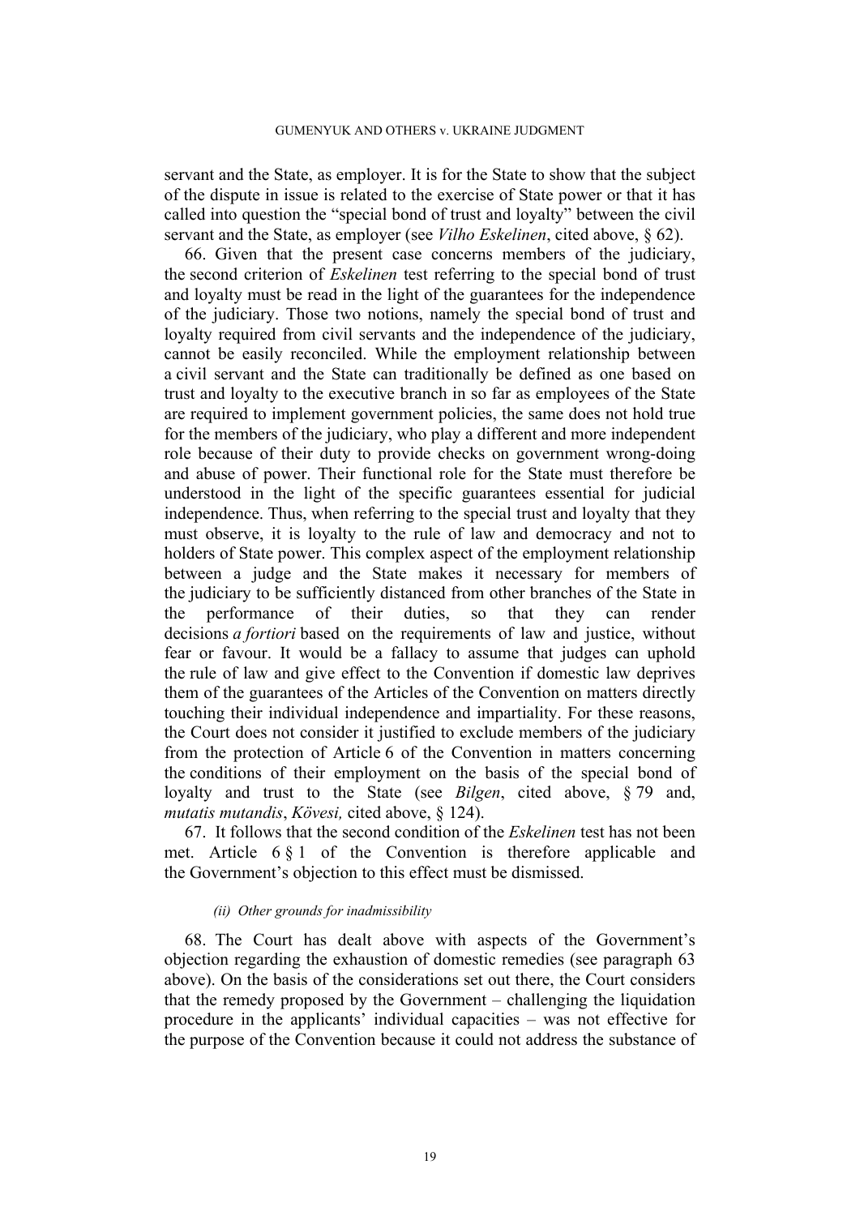servant and the State, as employer. It is for the State to show that the subject of the dispute in issue is related to the exercise of State power or that it has called into question the "special bond of trust and loyalty" between the civil servant and the State, as employer (see *Vilho Eskelinen*, cited above, § 62).

66. Given that the present case concerns members of the judiciary, the second criterion of *Eskelinen* test referring to the special bond of trust and loyalty must be read in the light of the guarantees for the independence of the judiciary. Those two notions, namely the special bond of trust and loyalty required from civil servants and the independence of the judiciary, cannot be easily reconciled. While the employment relationship between a civil servant and the State can traditionally be defined as one based on trust and loyalty to the executive branch in so far as employees of the State are required to implement government policies, the same does not hold true for the members of the judiciary, who play a different and more independent role because of their duty to provide checks on government wrong-doing and abuse of power. Their functional role for the State must therefore be understood in the light of the specific guarantees essential for judicial independence. Thus, when referring to the special trust and loyalty that they must observe, it is loyalty to the rule of law and democracy and not to holders of State power. This complex aspect of the employment relationship between a judge and the State makes it necessary for members of the judiciary to be sufficiently distanced from other branches of the State in the performance of their duties, so that they can render decisions *a fortiori* based on the requirements of law and justice, without fear or favour. It would be a fallacy to assume that judges can uphold the rule of law and give effect to the Convention if domestic law deprives them of the guarantees of the Articles of the Convention on matters directly touching their individual independence and impartiality. For these reasons, the Court does not consider it justified to exclude members of the judiciary from the protection of Article 6 of the Convention in matters concerning the conditions of their employment on the basis of the special bond of loyalty and trust to the State (see *Bilgen*, cited above, § 79 and, *mutatis mutandis*, *Kövesi,* cited above, § 124).

67. It follows that the second condition of the *Eskelinen* test has not been met. Article 6 § 1 of the Convention is therefore applicable and the Government's objection to this effect must be dismissed.

*(ii) Other grounds for inadmissibility*

68. The Court has dealt above with aspects of the Government's objection regarding the exhaustion of domestic remedies (see paragraph 63 above). On the basis of the considerations set out there, the Court considers that the remedy proposed by the Government – challenging the liquidation procedure in the applicants' individual capacities – was not effective for the purpose of the Convention because it could not address the substance of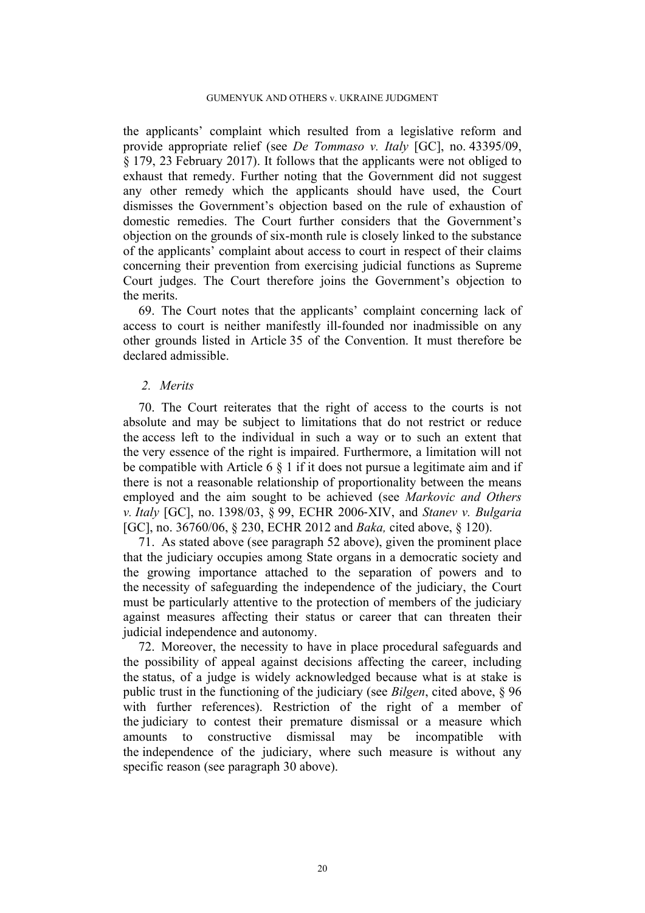the applicants' complaint which resulted from a legislative reform and provide appropriate relief (see *De Tommaso v. Italy* [GC], no. 43395/09, § 179, 23 February 2017). It follows that the applicants were not obliged to exhaust that remedy. Further noting that the Government did not suggest any other remedy which the applicants should have used, the Court dismisses the Government's objection based on the rule of exhaustion of domestic remedies. The Court further considers that the Government's objection on the grounds of six-month rule is closely linked to the substance of the applicants' complaint about access to court in respect of their claims concerning their prevention from exercising judicial functions as Supreme Court judges. The Court therefore joins the Government's objection to the merits.

69. The Court notes that the applicants' complaint concerning lack of access to court is neither manifestly ill-founded nor inadmissible on any other grounds listed in Article 35 of the Convention. It must therefore be declared admissible.

### *2. Merits*

70. The Court reiterates that the right of access to the courts is not absolute and may be subject to limitations that do not restrict or reduce the access left to the individual in such a way or to such an extent that the very essence of the right is impaired. Furthermore, a limitation will not be compatible with Article 6 § 1 if it does not pursue a legitimate aim and if there is not a reasonable relationship of proportionality between the means employed and the aim sought to be achieved (see *Markovic and Others v. Italy* [GC], no. 1398/03, § 99, ECHR 2006-XIV, and *Stanev v. Bulgaria* [GC], no. 36760/06, § 230, ECHR 2012 and *Baka,* cited above, § 120).

71. As stated above (see paragraph 52 above), given the prominent place that the judiciary occupies among State organs in a democratic society and the growing importance attached to the separation of powers and to the necessity of safeguarding the independence of the judiciary, the Court must be particularly attentive to the protection of members of the judiciary against measures affecting their status or career that can threaten their judicial independence and autonomy.

72. Moreover, the necessity to have in place procedural safeguards and the possibility of appeal against decisions affecting the career, including the status, of a judge is widely acknowledged because what is at stake is public trust in the functioning of the judiciary (see *Bilgen*, cited above, § 96 with further references). Restriction of the right of a member of the judiciary to contest their premature dismissal or a measure which amounts to constructive dismissal may be incompatible with the independence of the judiciary, where such measure is without any specific reason (see paragraph 30 above).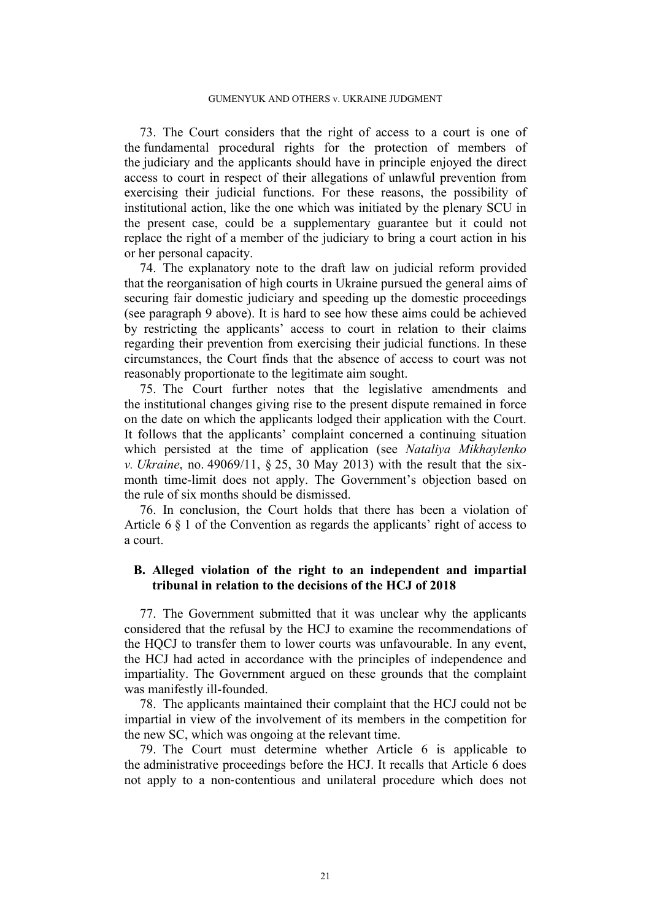73. The Court considers that the right of access to a court is one of the fundamental procedural rights for the protection of members of the judiciary and the applicants should have in principle enjoyed the direct access to court in respect of their allegations of unlawful prevention from exercising their judicial functions. For these reasons, the possibility of institutional action, like the one which was initiated by the plenary SCU in the present case, could be a supplementary guarantee but it could not replace the right of a member of the judiciary to bring a court action in his or her personal capacity.

74. The explanatory note to the draft law on judicial reform provided that the reorganisation of high courts in Ukraine pursued the general aims of securing fair domestic judiciary and speeding up the domestic proceedings (see paragraph 9 above). It is hard to see how these aims could be achieved by restricting the applicants' access to court in relation to their claims regarding their prevention from exercising their judicial functions. In these circumstances, the Court finds that the absence of access to court was not reasonably proportionate to the legitimate aim sought.

75. The Court further notes that the legislative amendments and the institutional changes giving rise to the present dispute remained in force on the date on which the applicants lodged their application with the Court. It follows that the applicants' complaint concerned a continuing situation which persisted at the time of application (see *Nataliya Mikhaylenko v. Ukraine*, no. 49069/11, § 25, 30 May 2013) with the result that the six-month time-limit does not apply. The Government's objection based on the rule of six months should be dismissed.

76. In conclusion, the Court holds that there has been a violation of Article 6 § 1 of the Convention as regards the applicants' right of access to a court.

## B. Alleged violation of the right to an independent and impartial tribunal in relation to the decisions of the HCJ of 2018

77. The Government submitted that it was unclear why the applicants considered that the refusal by the HCJ to examine the recommendations of the HQCJ to transfer them to lower courts was unfavourable. In any event, the HCJ had acted in accordance with the principles of independence and impartiality. The Government argued on these grounds that the complaint was manifestly ill-founded.

78. The applicants maintained their complaint that the HCJ could not be impartial in view of the involvement of its members in the competition for the new SC, which was ongoing at the relevant time.

79. The Court must determine whether Article 6 is applicable to the administrative proceedings before the HCJ. It recalls that Article 6 does not apply to a non-contentious and unilateral procedure which does not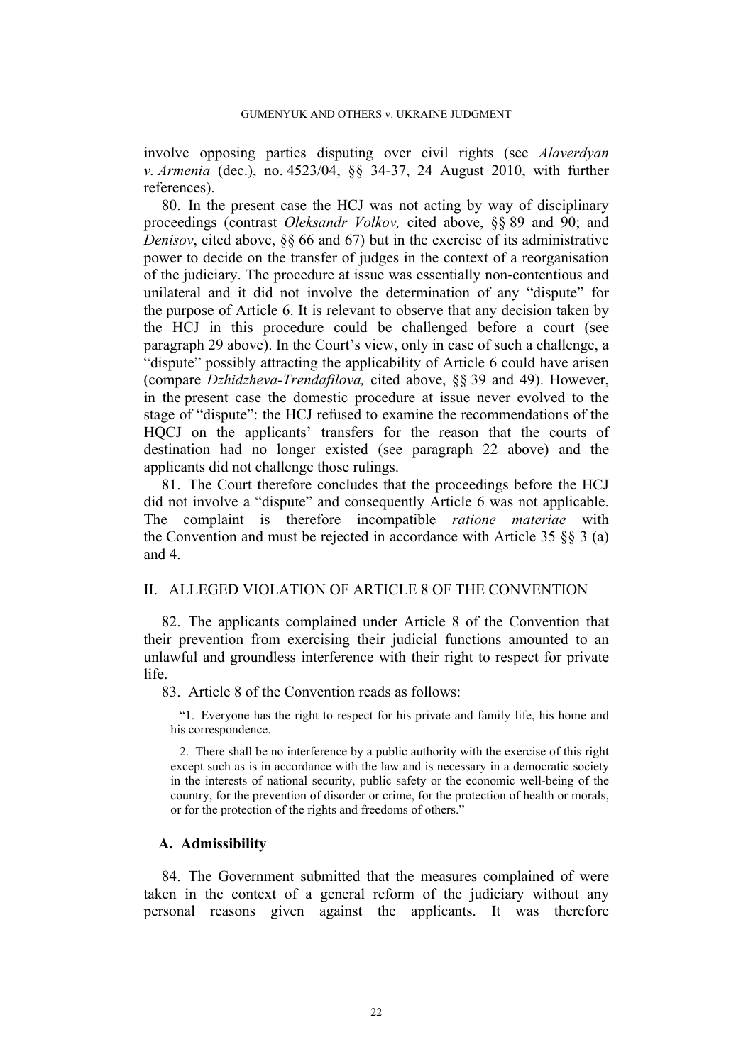involve opposing parties disputing over civil rights (see *Alaverdyan v. Armenia* (dec.), no. 4523/04, §§ 34-37, 24 August 2010, with further references).

80. In the present case the HCJ was not acting by way of disciplinary proceedings (contrast *Oleksandr Volkov,* cited above, §§ 89 and 90; and *Denisov*, cited above, §§ 66 and 67) but in the exercise of its administrative power to decide on the transfer of judges in the context of a reorganisation of the judiciary. The procedure at issue was essentially non-contentious and unilateral and it did not involve the determination of any "dispute" for the purpose of Article 6. It is relevant to observe that any decision taken by the HCJ in this procedure could be challenged before a court (see paragraph 29 above). In the Court's view, only in case of such a challenge, a "dispute" possibly attracting the applicability of Article 6 could have arisen (compare *Dzhidzheva-Trendafilova,* cited above, §§ 39 and 49). However, in the present case the domestic procedure at issue never evolved to the stage of "dispute": the HCJ refused to examine the recommendations of the HQCJ on the applicants' transfers for the reason that the courts of destination had no longer existed (see paragraph 22 above) and the applicants did not challenge those rulings.

81. The Court therefore concludes that the proceedings before the HCJ did not involve a "dispute" and consequently Article 6 was not applicable. The complaint is therefore incompatible *ratione materiae* with the Convention and must be rejected in accordance with Article 35 §§ 3 (a) and 4.

## II. ALLEGED VIOLATION OF ARTICLE 8 OF THE CONVENTION

82. The applicants complained under Article 8 of the Convention that their prevention from exercising their judicial functions amounted to an unlawful and groundless interference with their right to respect for private life.

83. Article 8 of the Convention reads as follows:

> "1. Everyone has the right to respect for his private and family life, his home and his correspondence.
>
> 2. There shall be no interference by a public authority with the exercise of this right except such as is in accordance with the law and is necessary in a democratic society in the interests of national security, public safety or the economic well-being of the country, for the prevention of disorder or crime, for the protection of health or morals, or for the protection of the rights and freedoms of others."

### A. Admissibility

84. The Government submitted that the measures complained of were taken in the context of a general reform of the judiciary without any personal reasons given against the applicants. It was therefore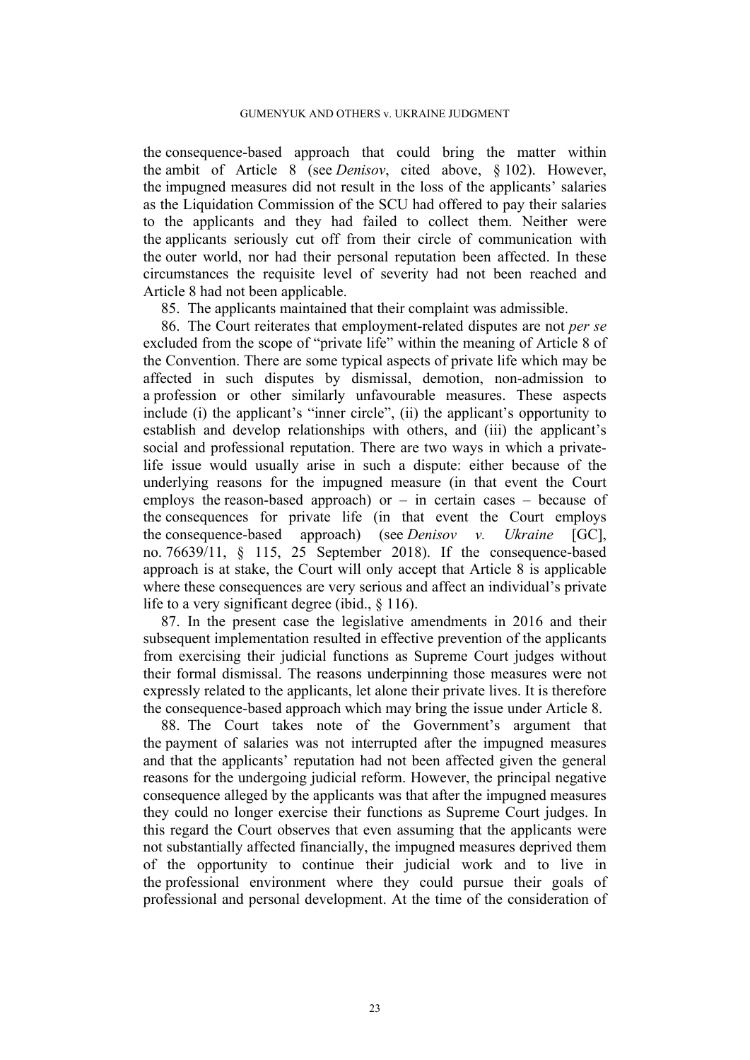the consequence-based approach that could bring the matter within the ambit of Article 8 (see *Denisov*, cited above, § 102). However, the impugned measures did not result in the loss of the applicants' salaries as the Liquidation Commission of the SCU had offered to pay their salaries to the applicants and they had failed to collect them. Neither were the applicants seriously cut off from their circle of communication with the outer world, nor had their personal reputation been affected. In these circumstances the requisite level of severity had not been reached and Article 8 had not been applicable.

85. The applicants maintained that their complaint was admissible.

86. The Court reiterates that employment-related disputes are not *per se* excluded from the scope of "private life" within the meaning of Article 8 of the Convention. There are some typical aspects of private life which may be affected in such disputes by dismissal, demotion, non-admission to a profession or other similarly unfavourable measures. These aspects include (i) the applicant's "inner circle", (ii) the applicant's opportunity to establish and develop relationships with others, and (iii) the applicant's social and professional reputation. There are two ways in which a private-life issue would usually arise in such a dispute: either because of the underlying reasons for the impugned measure (in that event the Court employs the reason-based approach) or – in certain cases – because of the consequences for private life (in that event the Court employs the consequence-based approach) (see *Denisov v. Ukraine* [GC], no. 76639/11, § 115, 25 September 2018). If the consequence-based approach is at stake, the Court will only accept that Article 8 is applicable where these consequences are very serious and affect an individual's private life to a very significant degree (ibid., § 116).

87. In the present case the legislative amendments in 2016 and their subsequent implementation resulted in effective prevention of the applicants from exercising their judicial functions as Supreme Court judges without their formal dismissal. The reasons underpinning those measures were not expressly related to the applicants, let alone their private lives. It is therefore the consequence-based approach which may bring the issue under Article 8.

88. The Court takes note of the Government's argument that the payment of salaries was not interrupted after the impugned measures and that the applicants' reputation had not been affected given the general reasons for the undergoing judicial reform. However, the principal negative consequence alleged by the applicants was that after the impugned measures they could no longer exercise their functions as Supreme Court judges. In this regard the Court observes that even assuming that the applicants were not substantially affected financially, the impugned measures deprived them of the opportunity to continue their judicial work and to live in the professional environment where they could pursue their goals of professional and personal development. At the time of the consideration of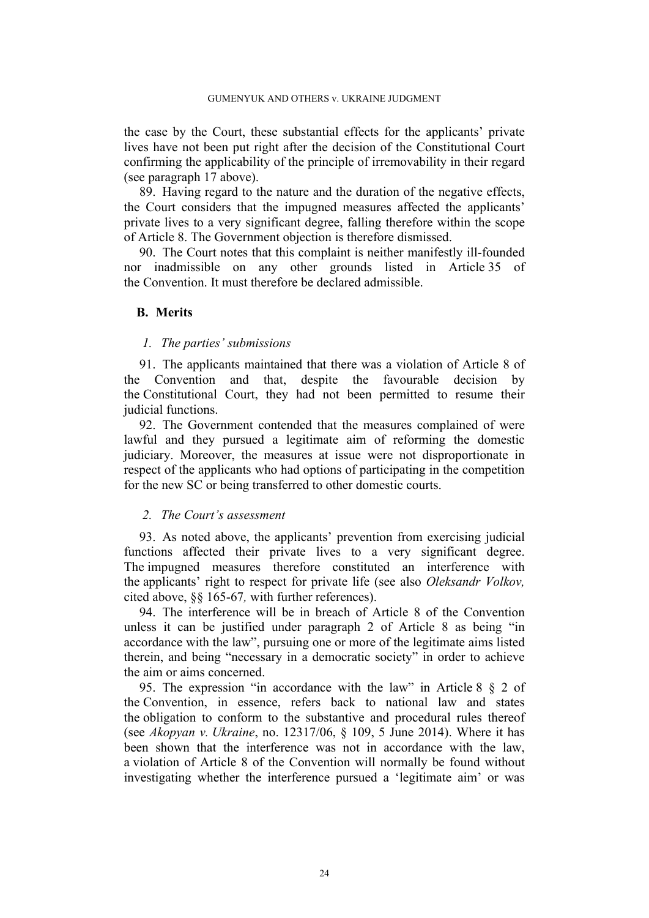the case by the Court, these substantial effects for the applicants' private lives have not been put right after the decision of the Constitutional Court confirming the applicability of the principle of irremovability in their regard (see paragraph 17 above).

89. Having regard to the nature and the duration of the negative effects, the Court considers that the impugned measures affected the applicants' private lives to a very significant degree, falling therefore within the scope of Article 8. The Government objection is therefore dismissed.

90. The Court notes that this complaint is neither manifestly ill-founded nor inadmissible on any other grounds listed in Article 35 of the Convention. It must therefore be declared admissible.

## B. Merits

### 1. The parties' submissions

91. The applicants maintained that there was a violation of Article 8 of the Convention and that, despite the favourable decision by the Constitutional Court, they had not been permitted to resume their judicial functions.

92. The Government contended that the measures complained of were lawful and they pursued a legitimate aim of reforming the domestic judiciary. Moreover, the measures at issue were not disproportionate in respect of the applicants who had options of participating in the competition for the new SC or being transferred to other domestic courts.

### 2. The Court's assessment

93. As noted above, the applicants' prevention from exercising judicial functions affected their private lives to a very significant degree. The impugned measures therefore constituted an interference with the applicants' right to respect for private life (see also *Oleksandr Volkov,* cited above, §§ 165-67*,* with further references).

94. The interference will be in breach of Article 8 of the Convention unless it can be justified under paragraph 2 of Article 8 as being "in accordance with the law", pursuing one or more of the legitimate aims listed therein, and being "necessary in a democratic society" in order to achieve the aim or aims concerned.

95. The expression "in accordance with the law" in Article 8 § 2 of the Convention, in essence, refers back to national law and states the obligation to conform to the substantive and procedural rules thereof (see *Akopyan v. Ukraine*, no. 12317/06, § 109, 5 June 2014). Where it has been shown that the interference was not in accordance with the law, a violation of Article 8 of the Convention will normally be found without investigating whether the interference pursued a 'legitimate aim' or was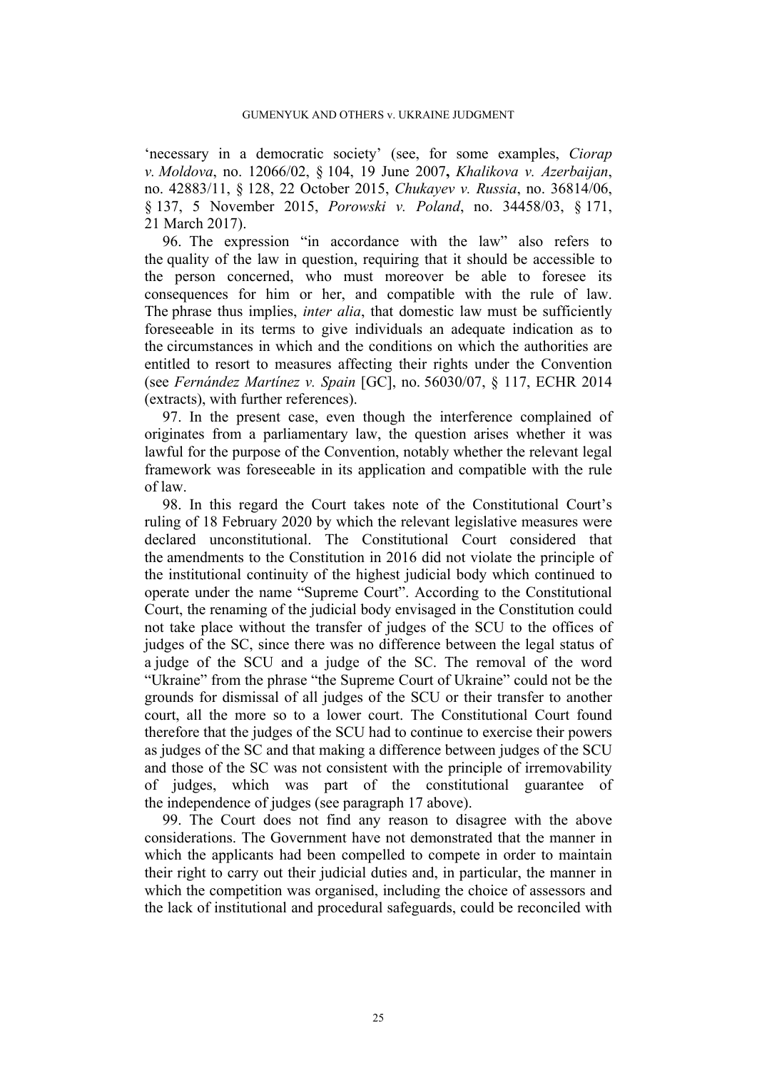'necessary in a democratic society' (see, for some examples, *Ciorap v. Moldova*, no. 12066/02, § 104, 19 June 2007, *Khalikova v. Azerbaijan*, no. 42883/11, § 128, 22 October 2015, *Chukayev v. Russia*, no. 36814/06, § 137, 5 November 2015, *Porowski v. Poland*, no. 34458/03, § 171, 21 March 2017).

96. The expression "in accordance with the law" also refers to the quality of the law in question, requiring that it should be accessible to the person concerned, who must moreover be able to foresee its consequences for him or her, and compatible with the rule of law. The phrase thus implies, *inter alia*, that domestic law must be sufficiently foreseeable in its terms to give individuals an adequate indication as to the circumstances in which and the conditions on which the authorities are entitled to resort to measures affecting their rights under the Convention (see *Fernández Martínez v. Spain* [GC], no. 56030/07, § 117, ECHR 2014 (extracts), with further references).

97. In the present case, even though the interference complained of originates from a parliamentary law, the question arises whether it was lawful for the purpose of the Convention, notably whether the relevant legal framework was foreseeable in its application and compatible with the rule of law.

98. In this regard the Court takes note of the Constitutional Court's ruling of 18 February 2020 by which the relevant legislative measures were declared unconstitutional. The Constitutional Court considered that the amendments to the Constitution in 2016 did not violate the principle of the institutional continuity of the highest judicial body which continued to operate under the name "Supreme Court". According to the Constitutional Court, the renaming of the judicial body envisaged in the Constitution could not take place without the transfer of judges of the SCU to the offices of judges of the SC, since there was no difference between the legal status of a judge of the SCU and a judge of the SC. The removal of the word "Ukraine" from the phrase "the Supreme Court of Ukraine" could not be the grounds for dismissal of all judges of the SCU or their transfer to another court, all the more so to a lower court. The Constitutional Court found therefore that the judges of the SCU had to continue to exercise their powers as judges of the SC and that making a difference between judges of the SCU and those of the SC was not consistent with the principle of irremovability of judges, which was part of the constitutional guarantee of the independence of judges (see paragraph 17 above).

99. The Court does not find any reason to disagree with the above considerations. The Government have not demonstrated that the manner in which the applicants had been compelled to compete in order to maintain their right to carry out their judicial duties and, in particular, the manner in which the competition was organised, including the choice of assessors and the lack of institutional and procedural safeguards, could be reconciled with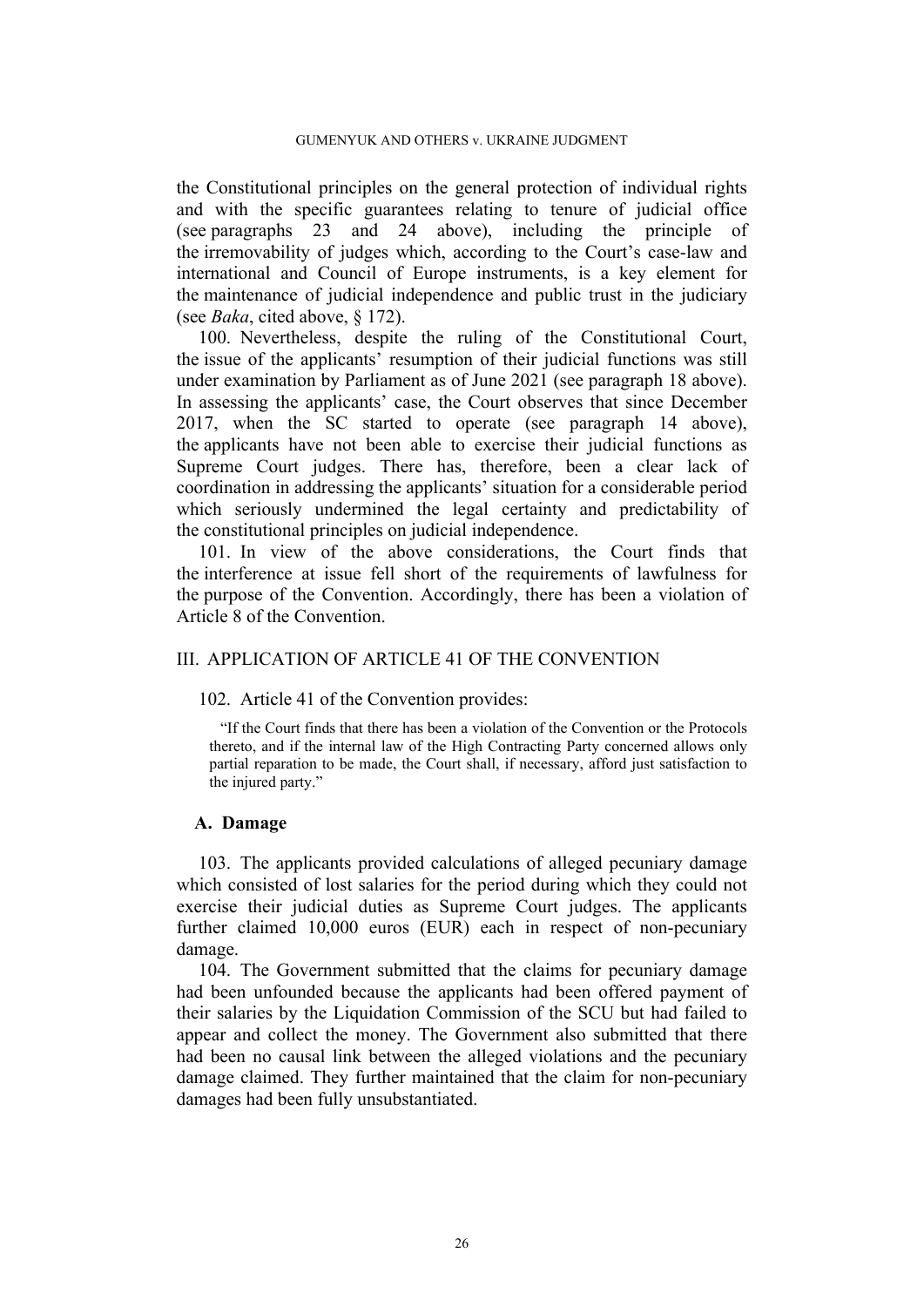the Constitutional principles on the general protection of individual rights and with the specific guarantees relating to tenure of judicial office (see paragraphs 23 and 24 above), including the principle of the irremovability of judges which, according to the Court's case-law and international and Council of Europe instruments, is a key element for the maintenance of judicial independence and public trust in the judiciary (see *Baka*, cited above, § 172).

100. Nevertheless, despite the ruling of the Constitutional Court, the issue of the applicants' resumption of their judicial functions was still under examination by Parliament as of June 2021 (see paragraph 18 above). In assessing the applicants' case, the Court observes that since December 2017, when the SC started to operate (see paragraph 14 above), the applicants have not been able to exercise their judicial functions as Supreme Court judges. There has, therefore, been a clear lack of coordination in addressing the applicants' situation for a considerable period which seriously undermined the legal certainty and predictability of the constitutional principles on judicial independence.

101. In view of the above considerations, the Court finds that the interference at issue fell short of the requirements of lawfulness for the purpose of the Convention. Accordingly, there has been a violation of Article 8 of the Convention.

## III. APPLICATION OF ARTICLE 41 OF THE CONVENTION

102. Article 41 of the Convention provides:

> "If the Court finds that there has been a violation of the Convention or the Protocols thereto, and if the internal law of the High Contracting Party concerned allows only partial reparation to be made, the Court shall, if necessary, afford just satisfaction to the injured party."

### A. Damage

103. The applicants provided calculations of alleged pecuniary damage which consisted of lost salaries for the period during which they could not exercise their judicial duties as Supreme Court judges. The applicants further claimed 10,000 euros (EUR) each in respect of non-pecuniary damage.

104. The Government submitted that the claims for pecuniary damage had been unfounded because the applicants had been offered payment of their salaries by the Liquidation Commission of the SCU but had failed to appear and collect the money. The Government also submitted that there had been no causal link between the alleged violations and the pecuniary damage claimed. They further maintained that the claim for non-pecuniary damages had been fully unsubstantiated.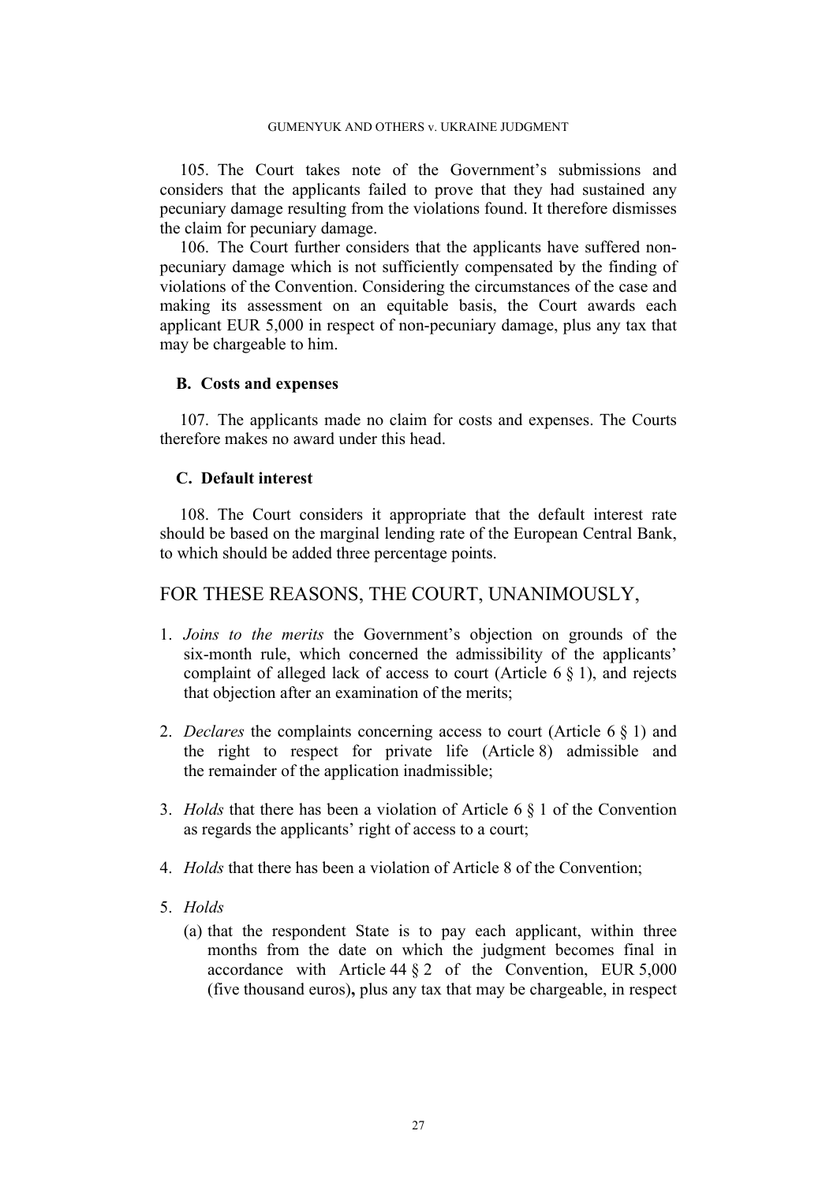105. The Court takes note of the Government's submissions and considers that the applicants failed to prove that they had sustained any pecuniary damage resulting from the violations found. It therefore dismisses the claim for pecuniary damage.

106. The Court further considers that the applicants have suffered non-pecuniary damage which is not sufficiently compensated by the finding of violations of the Convention. Considering the circumstances of the case and making its assessment on an equitable basis, the Court awards each applicant EUR 5,000 in respect of non-pecuniary damage, plus any tax that may be chargeable to him.

## B. Costs and expenses

107. The applicants made no claim for costs and expenses. The Courts therefore makes no award under this head.

## C. Default interest

108. The Court considers it appropriate that the default interest rate should be based on the marginal lending rate of the European Central Bank, to which should be added three percentage points.

# FOR THESE REASONS, THE COURT, UNANIMOUSLY,

1. *Joins to the merits* the Government's objection on grounds of the six-month rule, which concerned the admissibility of the applicants' complaint of alleged lack of access to court (Article 6 § 1), and rejects that objection after an examination of the merits;

2. *Declares* the complaints concerning access to court (Article 6 § 1) and the right to respect for private life (Article 8) admissible and the remainder of the application inadmissible;

3. *Holds* that there has been a violation of Article 6 § 1 of the Convention as regards the applicants' right of access to a court;

4. *Holds* that there has been a violation of Article 8 of the Convention;

5. *Holds*
   (a) that the respondent State is to pay each applicant, within three months from the date on which the judgment becomes final in accordance with Article 44 § 2 of the Convention, EUR 5,000 (five thousand euros)**,** plus any tax that may be chargeable, in respect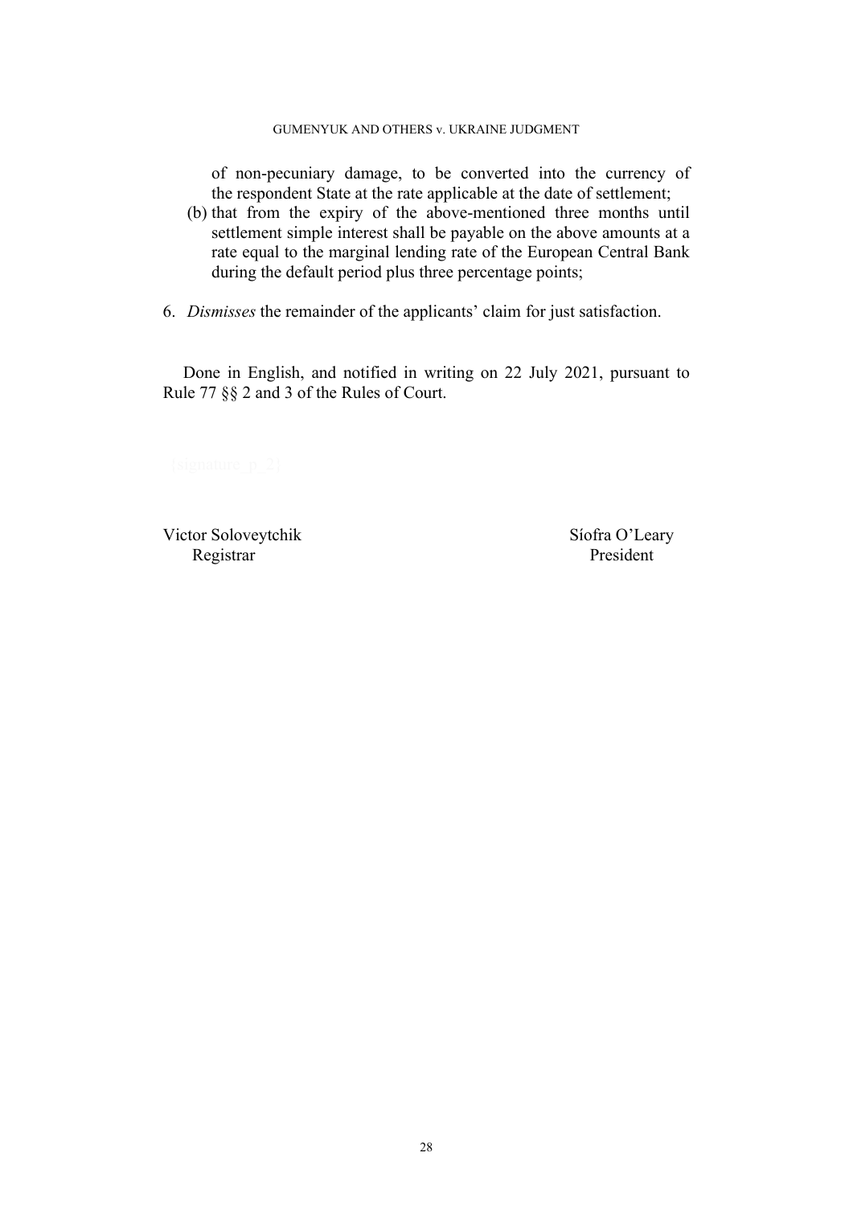of non-pecuniary damage, to be converted into the currency of the respondent State at the rate applicable at the date of settlement;

(b) that from the expiry of the above-mentioned three months until settlement simple interest shall be payable on the above amounts at a rate equal to the marginal lending rate of the European Central Bank during the default period plus three percentage points;

6. *Dismisses* the remainder of the applicants' claim for just satisfaction.

Done in English, and notified in writing on 22 July 2021, pursuant to Rule 77 §§ 2 and 3 of the Rules of Court.

{signature_p_2}

Victor Soloveytchik
Registrar

Síofra O'Leary
President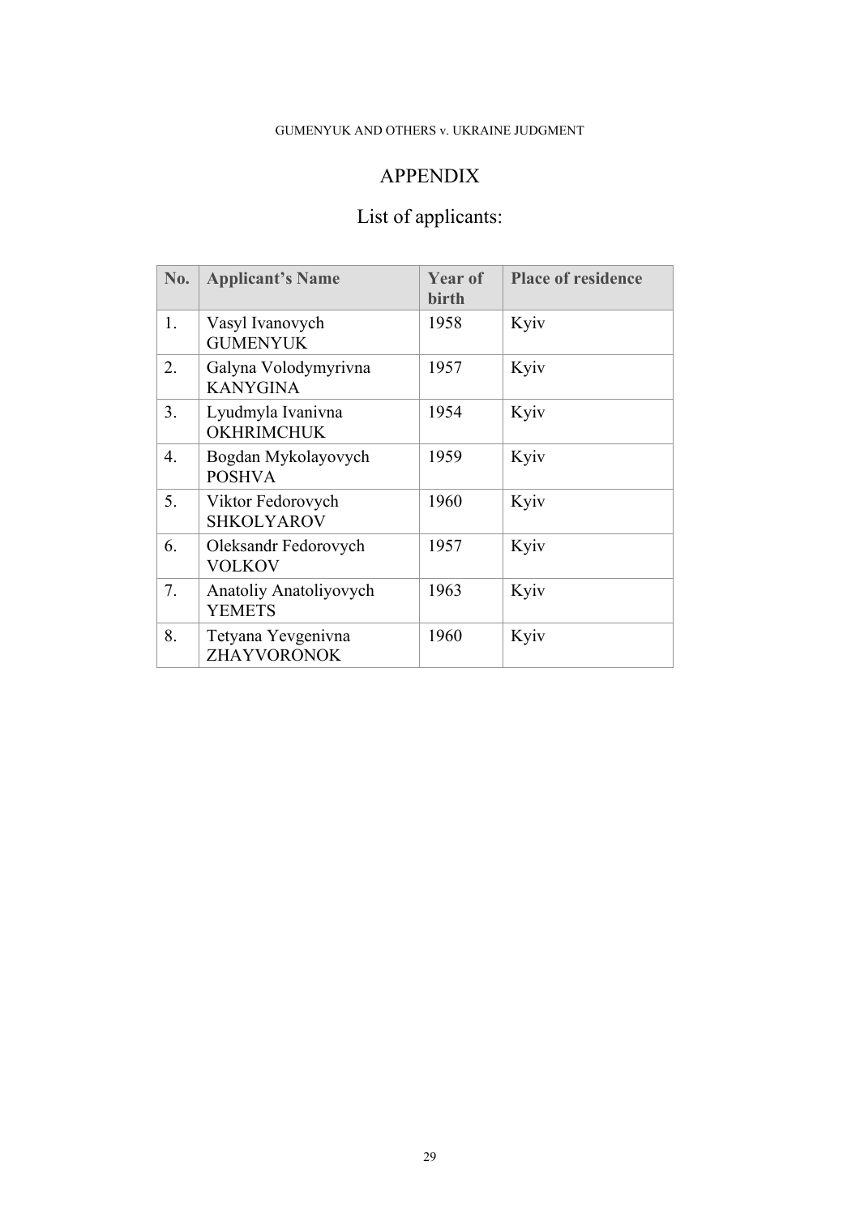# APPENDIX

## List of applicants:

| No. | Applicant's Name | Year of birth | Place of residence |
|---|---|---|---|
| 1. | Vasyl Ivanovych GUMENYUK | 1958 | Kyiv |
| 2. | Galyna Volodymyrivna KANYGINA | 1957 | Kyiv |
| 3. | Lyudmyla Ivanivna OKHRIMCHUK | 1954 | Kyiv |
| 4. | Bogdan Mykolayovych POSHVA | 1959 | Kyiv |
| 5. | Viktor Fedorovych SHKOLYAROV | 1960 | Kyiv |
| 6. | Oleksandr Fedorovych VOLKOV | 1957 | Kyiv |
| 7. | Anatoliy Anatoliyovych YEMETS | 1963 | Kyiv |
| 8. | Tetyana Yevgenivna ZHAYVORONOK | 1960 | Kyiv |